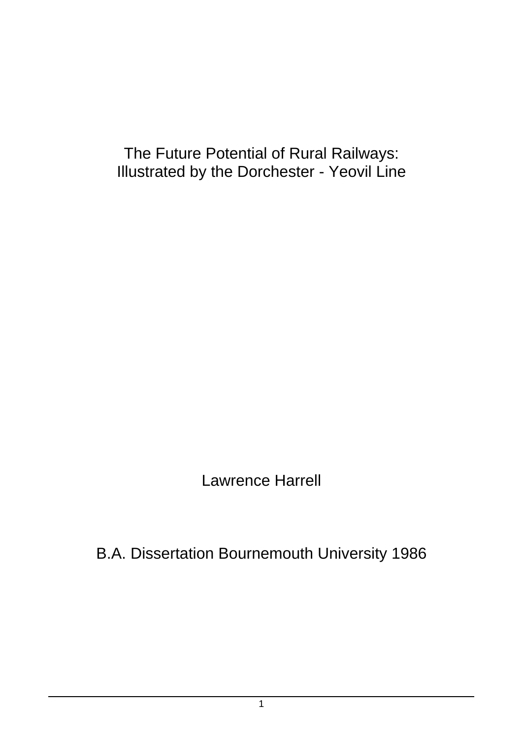# The Future Potential of Rural Railways: Illustrated by the Dorchester - Yeovil Line

Lawrence Harrell

B.A. Dissertation Bournemouth University 1986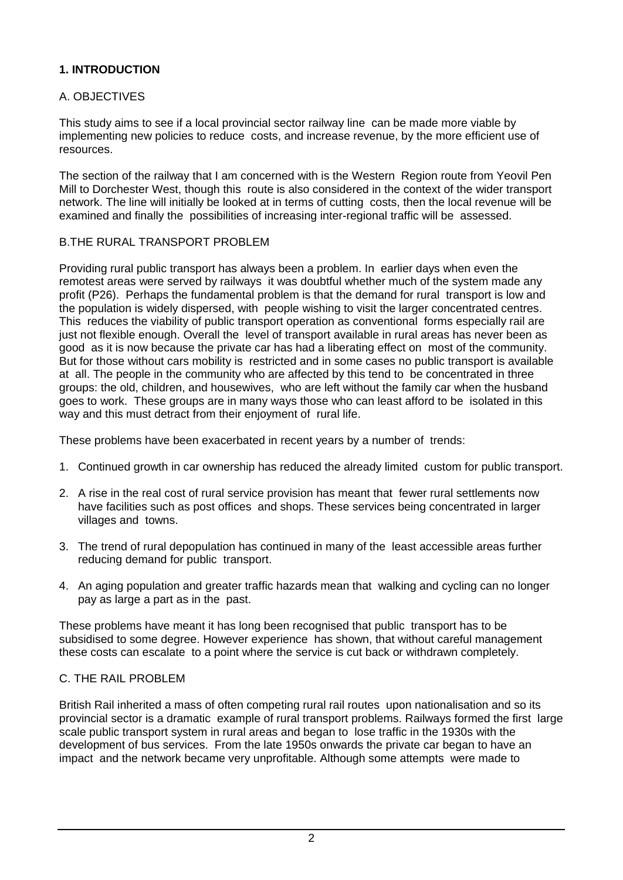## 1. INTRODUCTION

### A. OBJECTIVES

This study aims to see if a local provincial sector railway line can be made more viable by implementing new policies to reduce costs, and increase revenue, by the more efficient use of resources.

The section of the railway that I am concerned with is the Western Region route from Yeovil Pen Mill to Dorchester West, though this route is also considered in the context of the wider transport network. The line will initially be looked at in terms of cutting costs, then the local revenue will be examined and finally the possibilities of increasing inter-regional traffic will be assessed.

### B.THE RURAL TRANSPORT PROBLEM

Providing rural public transport has always been a problem. In earlier days when even the remotest areas were served by railways it was doubtful whether much of the system made any profit (P26). Perhaps the fundamental problem is that the demand for rural transport is low and the population is widely dispersed, with people wishing to visit the larger concentrated centres. This reduces the viability of public transport operation as conventional forms especially rail are just not flexible enough. Overall the level of transport available in rural areas has never been as good as it is now because the private car has had a liberating effect on most of the community. But for those without cars mobility is restricted and in some cases no public transport is available at all. The people in the community who are affected by this tend to be concentrated in three groups: the old, children, and housewives, who are left without the family car when the husband goes to work. These groups are in many ways those who can least afford to be isolated in this way and this must detract from their enjoyment of rural life.

These problems have been exacerbated in recent years by a number of trends:

1. Continued growth in car ownership has reduced the already limited custom for public transport.
2. A rise in the real cost of rural service provision has meant that fewer rural settlements now have facilities such as post offices and shops. These services being concentrated in larger villages and towns.
3. The trend of rural depopulation has continued in many of the least accessible areas further reducing demand for public transport.
4. An aging population and greater traffic hazards mean that walking and cycling can no longer pay as large a part as in the past.

These problems have meant it has long been recognised that public transport has to be subsidised to some degree. However experience has shown, that without careful management these costs can escalate to a point where the service is cut back or withdrawn completely.

### C. THE RAIL PROBLEM

British Rail inherited a mass of often competing rural rail routes upon nationalisation and so its provincial sector is a dramatic example of rural transport problems. Railways formed the first large scale public transport system in rural areas and began to lose traffic in the 1930s with the development of bus services. From the late 1950s onwards the private car began to have an impact and the network became very unprofitable. Although some attempts were made to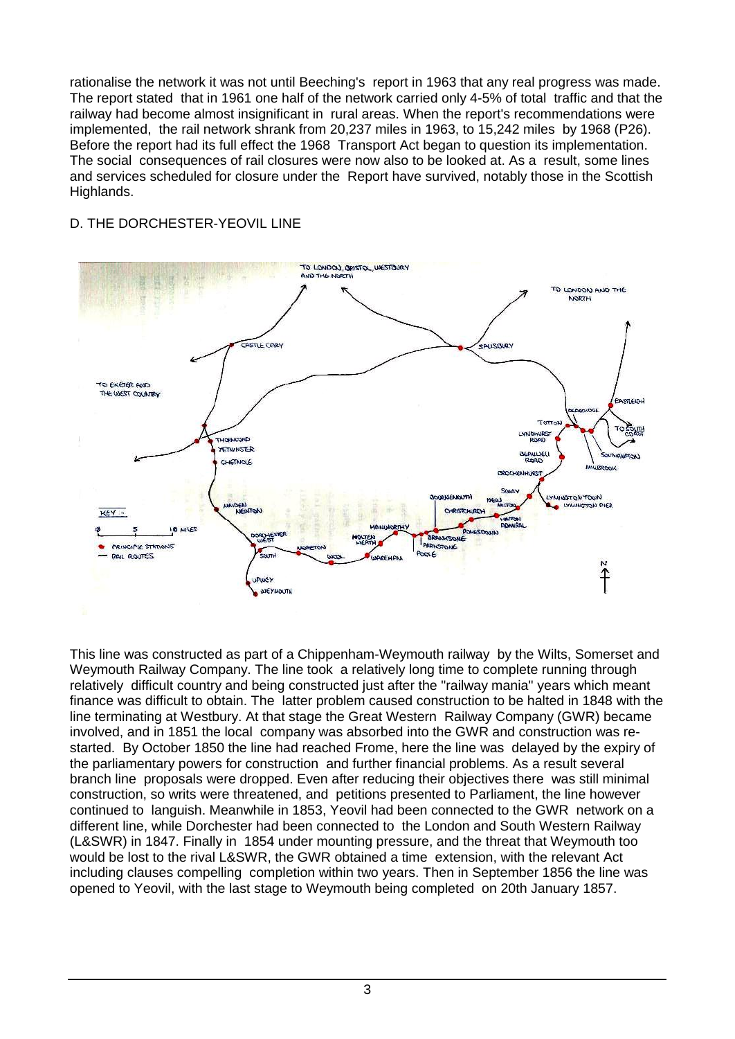rationalise the network it was not until Beeching's report in 1963 that any real progress was made. The report stated that in 1961 one half of the network carried only 4-5% of total traffic and that the railway had become almost insignificant in rural areas. When the report's recommendations were implemented, the rail network shrank from 20,237 miles in 1963, to 15,242 miles by 1968 (P26). Before the report had its full effect the 1968 Transport Act began to question its implementation. The social consequences of rail closures were now also to be looked at. As a result, some lines and services scheduled for closure under the Report have survived, notably those in the Scottish Highlands.

## D. THE DORCHESTER-YEOVIL LINE

TO LONDON, BRISTOL, WESTBURY AND THE NORTH
TO LONDON AND THE NORTH
CASTLE CARY
SALISBURY
TO EXETER AND THE WEST COUNTRY
EASTLEIGH
REDBRIDGE
TOTTON
LYNDHURST ROAD
TO SOUTH COAST
SOUTHAMPTON
MILLBROOK
BEAULIEU ROAD
BROCKENHURST
THORNFORD
YETMINSTER
CHETNOLE
SWAY
LYMINGTON TOWN
LYMINGTON PIER
BOURNEMOUTH
NEW MILTON
CHRISTCHURCH
HINTON ADMIRAL
POKESDOWN
MAIDEN NEWTON
KEY -
0 5 10 MILES
PRINCIPLE STATIONS
RAIL ROUTES
DORCHESTER WEST
SOUTH
MORETON
WOOL
WAREHAM
HAMWORTHY
HOLTEN HEATH
BRANKSOME
PARKSTONE
POOLE
UPWEY
WEYMOUTH
N

This line was constructed as part of a Chippenham-Weymouth railway by the Wilts, Somerset and Weymouth Railway Company. The line took a relatively long time to complete running through relatively difficult country and being constructed just after the "railway mania" years which meant finance was difficult to obtain. The latter problem caused construction to be halted in 1848 with the line terminating at Westbury. At that stage the Great Western Railway Company (GWR) became involved, and in 1851 the local company was absorbed into the GWR and construction was re-started. By October 1850 the line had reached Frome, here the line was delayed by the expiry of the parliamentary powers for construction and further financial problems. As a result several branch line proposals were dropped. Even after reducing their objectives there was still minimal construction, so writs were threatened, and petitions presented to Parliament, the line however continued to languish. Meanwhile in 1853, Yeovil had been connected to the GWR network on a different line, while Dorchester had been connected to the London and South Western Railway (L&SWR) in 1847. Finally in 1854 under mounting pressure, and the threat that Weymouth too would be lost to the rival L&SWR, the GWR obtained a time extension, with the relevant Act including clauses compelling completion within two years. Then in September 1856 the line was opened to Yeovil, with the last stage to Weymouth being completed on 20th January 1857.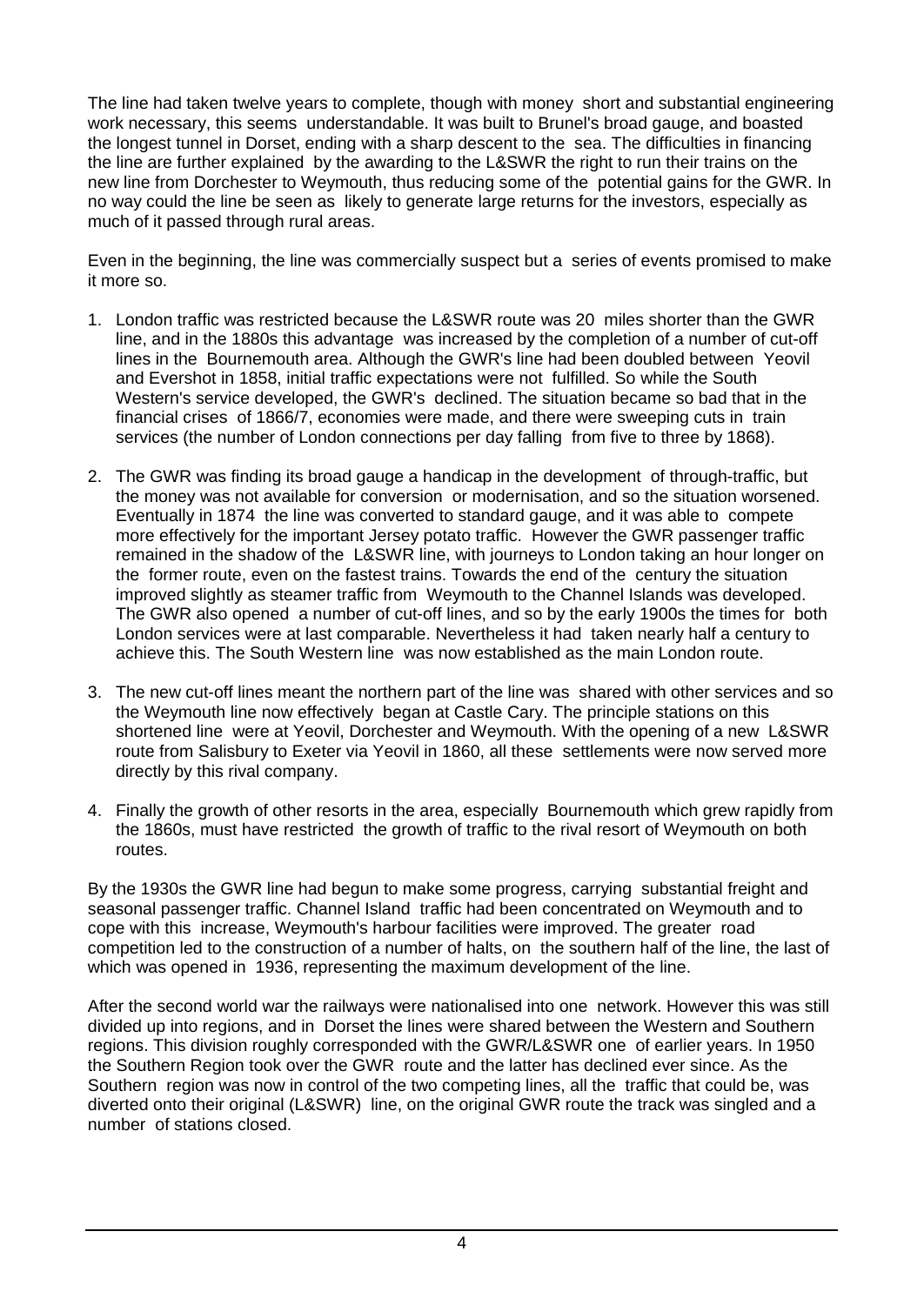The line had taken twelve years to complete, though with money short and substantial engineering work necessary, this seems understandable. It was built to Brunel's broad gauge, and boasted the longest tunnel in Dorset, ending with a sharp descent to the sea. The difficulties in financing the line are further explained by the awarding to the L&SWR the right to run their trains on the new line from Dorchester to Weymouth, thus reducing some of the potential gains for the GWR. In no way could the line be seen as likely to generate large returns for the investors, especially as much of it passed through rural areas.

Even in the beginning, the line was commercially suspect but a series of events promised to make it more so.

1. London traffic was restricted because the L&SWR route was 20 miles shorter than the GWR line, and in the 1880s this advantage was increased by the completion of a number of cut-off lines in the Bournemouth area. Although the GWR's line had been doubled between Yeovil and Evershot in 1858, initial traffic expectations were not fulfilled. So while the South Western's service developed, the GWR's declined. The situation became so bad that in the financial crises of 1866/7, economies were made, and there were sweeping cuts in train services (the number of London connections per day falling from five to three by 1868).

2. The GWR was finding its broad gauge a handicap in the development of through-traffic, but the money was not available for conversion or modernisation, and so the situation worsened. Eventually in 1874 the line was converted to standard gauge, and it was able to compete more effectively for the important Jersey potato traffic. However the GWR passenger traffic remained in the shadow of the L&SWR line, with journeys to London taking an hour longer on the former route, even on the fastest trains. Towards the end of the century the situation improved slightly as steamer traffic from Weymouth to the Channel Islands was developed. The GWR also opened a number of cut-off lines, and so by the early 1900s the times for both London services were at last comparable. Nevertheless it had taken nearly half a century to achieve this. The South Western line was now established as the main London route.

3. The new cut-off lines meant the northern part of the line was shared with other services and so the Weymouth line now effectively began at Castle Cary. The principle stations on this shortened line were at Yeovil, Dorchester and Weymouth. With the opening of a new L&SWR route from Salisbury to Exeter via Yeovil in 1860, all these settlements were now served more directly by this rival company.

4. Finally the growth of other resorts in the area, especially Bournemouth which grew rapidly from the 1860s, must have restricted the growth of traffic to the rival resort of Weymouth on both routes.

By the 1930s the GWR line had begun to make some progress, carrying substantial freight and seasonal passenger traffic. Channel Island traffic had been concentrated on Weymouth and to cope with this increase, Weymouth's harbour facilities were improved. The greater road competition led to the construction of a number of halts, on the southern half of the line, the last of which was opened in 1936, representing the maximum development of the line.

After the second world war the railways were nationalised into one network. However this was still divided up into regions, and in Dorset the lines were shared between the Western and Southern regions. This division roughly corresponded with the GWR/L&SWR one of earlier years. In 1950 the Southern Region took over the GWR route and the latter has declined ever since. As the Southern region was now in control of the two competing lines, all the traffic that could be, was diverted onto their original (L&SWR) line, on the original GWR route the track was singled and a number of stations closed.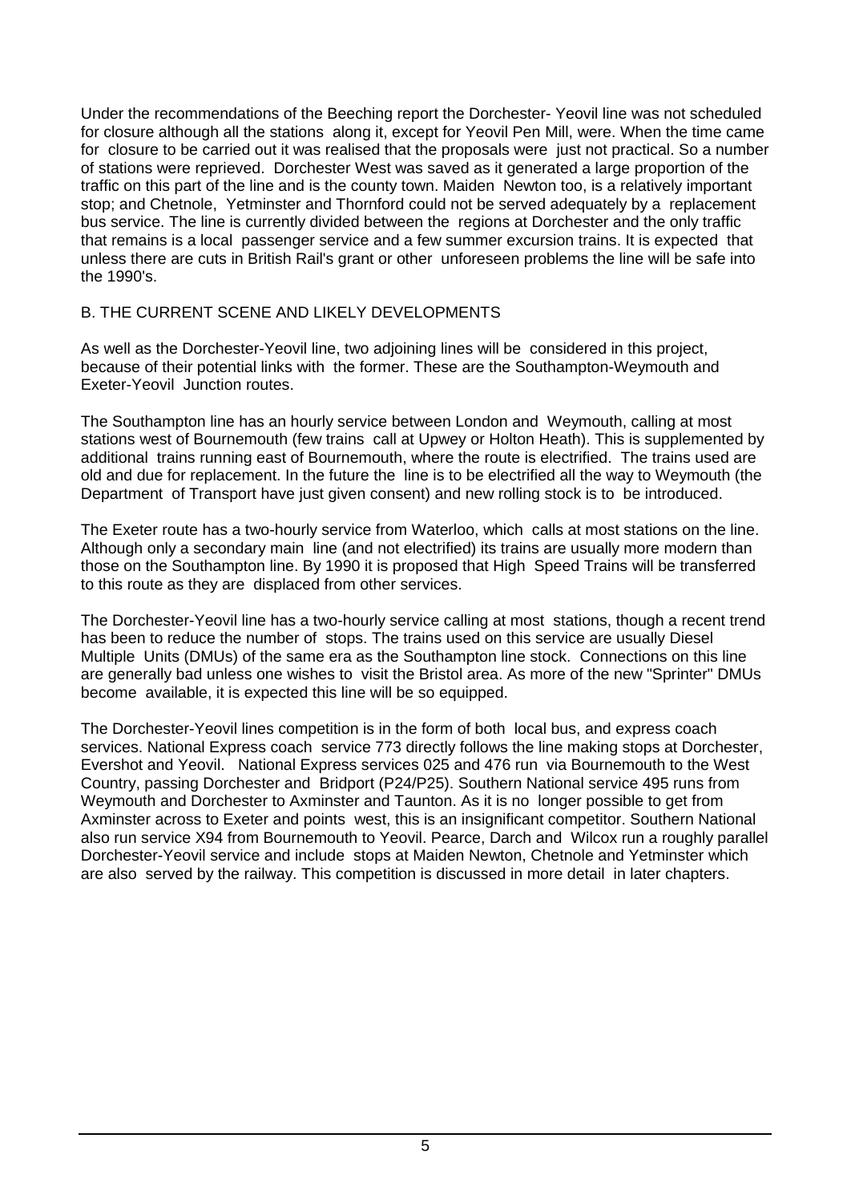Under the recommendations of the Beeching report the Dorchester- Yeovil line was not scheduled for closure although all the stations along it, except for Yeovil Pen Mill, were. When the time came for closure to be carried out it was realised that the proposals were just not practical. So a number of stations were reprieved. Dorchester West was saved as it generated a large proportion of the traffic on this part of the line and is the county town. Maiden Newton too, is a relatively important stop; and Chetnole, Yetminster and Thornford could not be served adequately by a replacement bus service. The line is currently divided between the regions at Dorchester and the only traffic that remains is a local passenger service and a few summer excursion trains. It is expected that unless there are cuts in British Rail's grant or other unforeseen problems the line will be safe into the 1990's.

## B. THE CURRENT SCENE AND LIKELY DEVELOPMENTS

As well as the Dorchester-Yeovil line, two adjoining lines will be considered in this project, because of their potential links with the former. These are the Southampton-Weymouth and Exeter-Yeovil Junction routes.

The Southampton line has an hourly service between London and Weymouth, calling at most stations west of Bournemouth (few trains call at Upwey or Holton Heath). This is supplemented by additional trains running east of Bournemouth, where the route is electrified. The trains used are old and due for replacement. In the future the line is to be electrified all the way to Weymouth (the Department of Transport have just given consent) and new rolling stock is to be introduced.

The Exeter route has a two-hourly service from Waterloo, which calls at most stations on the line. Although only a secondary main line (and not electrified) its trains are usually more modern than those on the Southampton line. By 1990 it is proposed that High Speed Trains will be transferred to this route as they are displaced from other services.

The Dorchester-Yeovil line has a two-hourly service calling at most stations, though a recent trend has been to reduce the number of stops. The trains used on this service are usually Diesel Multiple Units (DMUs) of the same era as the Southampton line stock. Connections on this line are generally bad unless one wishes to visit the Bristol area. As more of the new "Sprinter" DMUs become available, it is expected this line will be so equipped.

The Dorchester-Yeovil lines competition is in the form of both local bus, and express coach services. National Express coach service 773 directly follows the line making stops at Dorchester, Evershot and Yeovil. National Express services 025 and 476 run via Bournemouth to the West Country, passing Dorchester and Bridport (P24/P25). Southern National service 495 runs from Weymouth and Dorchester to Axminster and Taunton. As it is no longer possible to get from Axminster across to Exeter and points west, this is an insignificant competitor. Southern National also run service X94 from Bournemouth to Yeovil. Pearce, Darch and Wilcox run a roughly parallel Dorchester-Yeovil service and include stops at Maiden Newton, Chetnole and Yetminster which are also served by the railway. This competition is discussed in more detail in later chapters.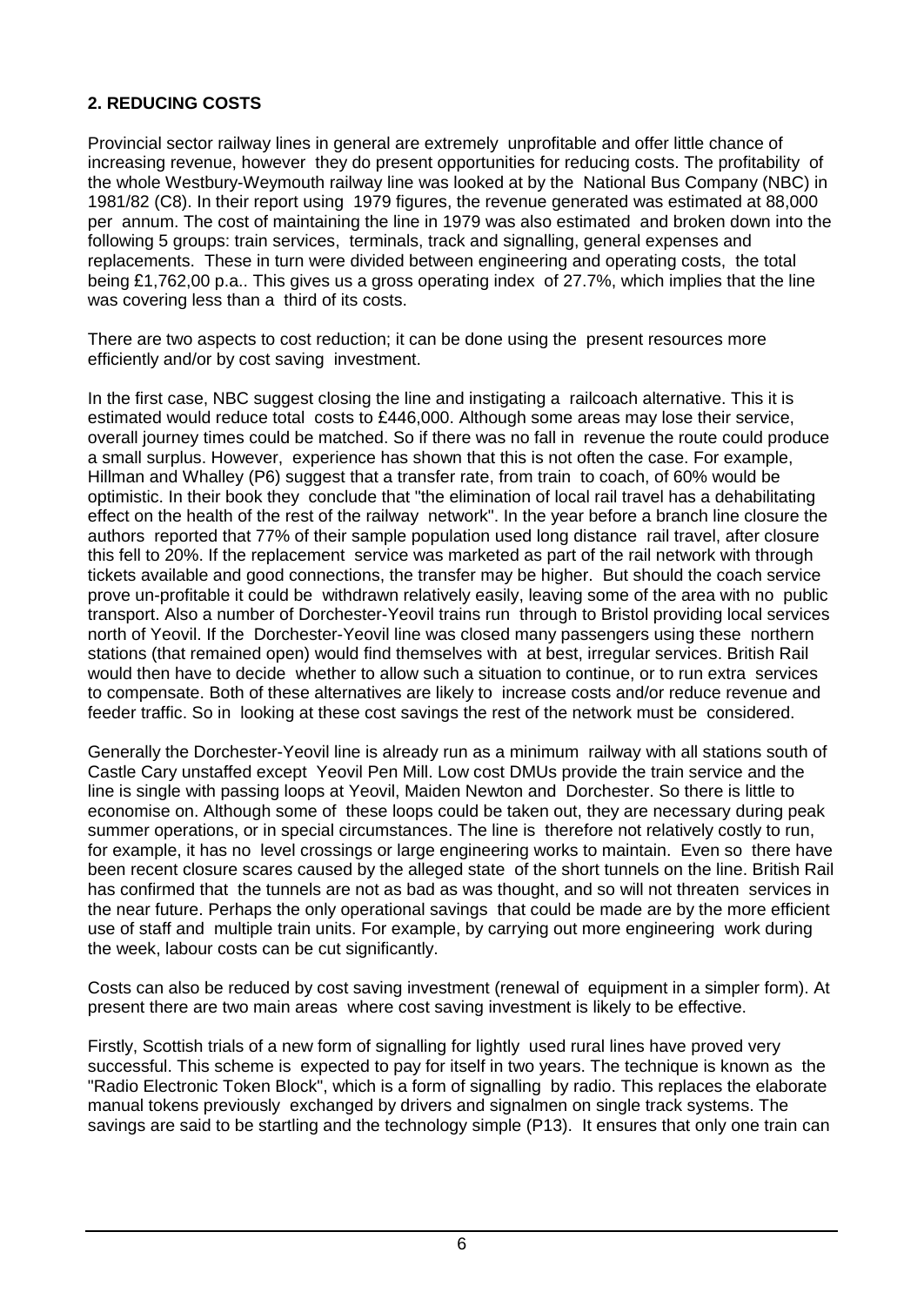## 2. REDUCING COSTS

Provincial sector railway lines in general are extremely unprofitable and offer little chance of increasing revenue, however they do present opportunities for reducing costs. The profitability of the whole Westbury-Weymouth railway line was looked at by the National Bus Company (NBC) in 1981/82 (C8). In their report using 1979 figures, the revenue generated was estimated at 88,000 per annum. The cost of maintaining the line in 1979 was also estimated and broken down into the following 5 groups: train services, terminals, track and signalling, general expenses and replacements. These in turn were divided between engineering and operating costs, the total being £1,762,00 p.a.. This gives us a gross operating index of 27.7%, which implies that the line was covering less than a third of its costs.

There are two aspects to cost reduction; it can be done using the present resources more efficiently and/or by cost saving investment.

In the first case, NBC suggest closing the line and instigating a railcoach alternative. This it is estimated would reduce total costs to £446,000. Although some areas may lose their service, overall journey times could be matched. So if there was no fall in revenue the route could produce a small surplus. However, experience has shown that this is not often the case. For example, Hillman and Whalley (P6) suggest that a transfer rate, from train to coach, of 60% would be optimistic. In their book they conclude that "the elimination of local rail travel has a dehabilitating effect on the health of the rest of the railway network". In the year before a branch line closure the authors reported that 77% of their sample population used long distance rail travel, after closure this fell to 20%. If the replacement service was marketed as part of the rail network with through tickets available and good connections, the transfer may be higher. But should the coach service prove un-profitable it could be withdrawn relatively easily, leaving some of the area with no public transport. Also a number of Dorchester-Yeovil trains run through to Bristol providing local services north of Yeovil. If the Dorchester-Yeovil line was closed many passengers using these northern stations (that remained open) would find themselves with at best, irregular services. British Rail would then have to decide whether to allow such a situation to continue, or to run extra services to compensate. Both of these alternatives are likely to increase costs and/or reduce revenue and feeder traffic. So in looking at these cost savings the rest of the network must be considered.

Generally the Dorchester-Yeovil line is already run as a minimum railway with all stations south of Castle Cary unstaffed except Yeovil Pen Mill. Low cost DMUs provide the train service and the line is single with passing loops at Yeovil, Maiden Newton and Dorchester. So there is little to economise on. Although some of these loops could be taken out, they are necessary during peak summer operations, or in special circumstances. The line is therefore not relatively costly to run, for example, it has no level crossings or large engineering works to maintain. Even so there have been recent closure scares caused by the alleged state of the short tunnels on the line. British Rail has confirmed that the tunnels are not as bad as was thought, and so will not threaten services in the near future. Perhaps the only operational savings that could be made are by the more efficient use of staff and multiple train units. For example, by carrying out more engineering work during the week, labour costs can be cut significantly.

Costs can also be reduced by cost saving investment (renewal of equipment in a simpler form). At present there are two main areas where cost saving investment is likely to be effective.

Firstly, Scottish trials of a new form of signalling for lightly used rural lines have proved very successful. This scheme is expected to pay for itself in two years. The technique is known as the "Radio Electronic Token Block", which is a form of signalling by radio. This replaces the elaborate manual tokens previously exchanged by drivers and signalmen on single track systems. The savings are said to be startling and the technology simple (P13). It ensures that only one train can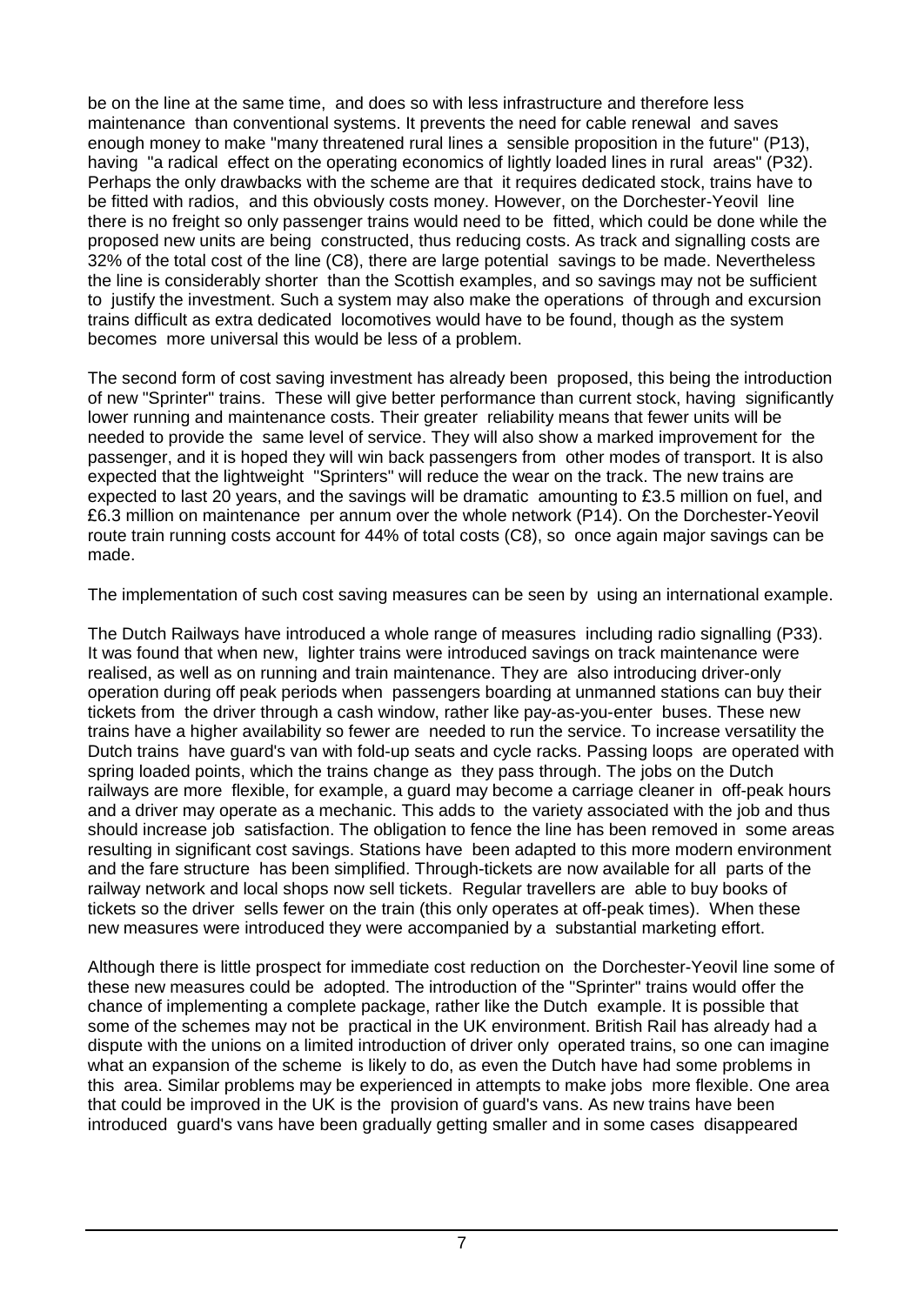be on the line at the same time, and does so with less infrastructure and therefore less maintenance than conventional systems. It prevents the need for cable renewal and saves enough money to make "many threatened rural lines a sensible proposition in the future" (P13), having "a radical effect on the operating economics of lightly loaded lines in rural areas" (P32). Perhaps the only drawbacks with the scheme are that it requires dedicated stock, trains have to be fitted with radios, and this obviously costs money. However, on the Dorchester-Yeovil line there is no freight so only passenger trains would need to be fitted, which could be done while the proposed new units are being constructed, thus reducing costs. As track and signalling costs are 32% of the total cost of the line (C8), there are large potential savings to be made. Nevertheless the line is considerably shorter than the Scottish examples, and so savings may not be sufficient to justify the investment. Such a system may also make the operations of through and excursion trains difficult as extra dedicated locomotives would have to be found, though as the system becomes more universal this would be less of a problem.

The second form of cost saving investment has already been proposed, this being the introduction of new "Sprinter" trains. These will give better performance than current stock, having significantly lower running and maintenance costs. Their greater reliability means that fewer units will be needed to provide the same level of service. They will also show a marked improvement for the passenger, and it is hoped they will win back passengers from other modes of transport. It is also expected that the lightweight "Sprinters" will reduce the wear on the track. The new trains are expected to last 20 years, and the savings will be dramatic amounting to £3.5 million on fuel, and £6.3 million on maintenance per annum over the whole network (P14). On the Dorchester-Yeovil route train running costs account for 44% of total costs (C8), so once again major savings can be made.

The implementation of such cost saving measures can be seen by using an international example.

The Dutch Railways have introduced a whole range of measures including radio signalling (P33). It was found that when new, lighter trains were introduced savings on track maintenance were realised, as well as on running and train maintenance. They are also introducing driver-only operation during off peak periods when passengers boarding at unmanned stations can buy their tickets from the driver through a cash window, rather like pay-as-you-enter buses. These new trains have a higher availability so fewer are needed to run the service. To increase versatility the Dutch trains have guard's van with fold-up seats and cycle racks. Passing loops are operated with spring loaded points, which the trains change as they pass through. The jobs on the Dutch railways are more flexible, for example, a guard may become a carriage cleaner in off-peak hours and a driver may operate as a mechanic. This adds to the variety associated with the job and thus should increase job satisfaction. The obligation to fence the line has been removed in some areas resulting in significant cost savings. Stations have been adapted to this more modern environment and the fare structure has been simplified. Through-tickets are now available for all parts of the railway network and local shops now sell tickets. Regular travellers are able to buy books of tickets so the driver sells fewer on the train (this only operates at off-peak times). When these new measures were introduced they were accompanied by a substantial marketing effort.

Although there is little prospect for immediate cost reduction on the Dorchester-Yeovil line some of these new measures could be adopted. The introduction of the "Sprinter" trains would offer the chance of implementing a complete package, rather like the Dutch example. It is possible that some of the schemes may not be practical in the UK environment. British Rail has already had a dispute with the unions on a limited introduction of driver only operated trains, so one can imagine what an expansion of the scheme is likely to do, as even the Dutch have had some problems in this area. Similar problems may be experienced in attempts to make jobs more flexible. One area that could be improved in the UK is the provision of guard's vans. As new trains have been introduced guard's vans have been gradually getting smaller and in some cases disappeared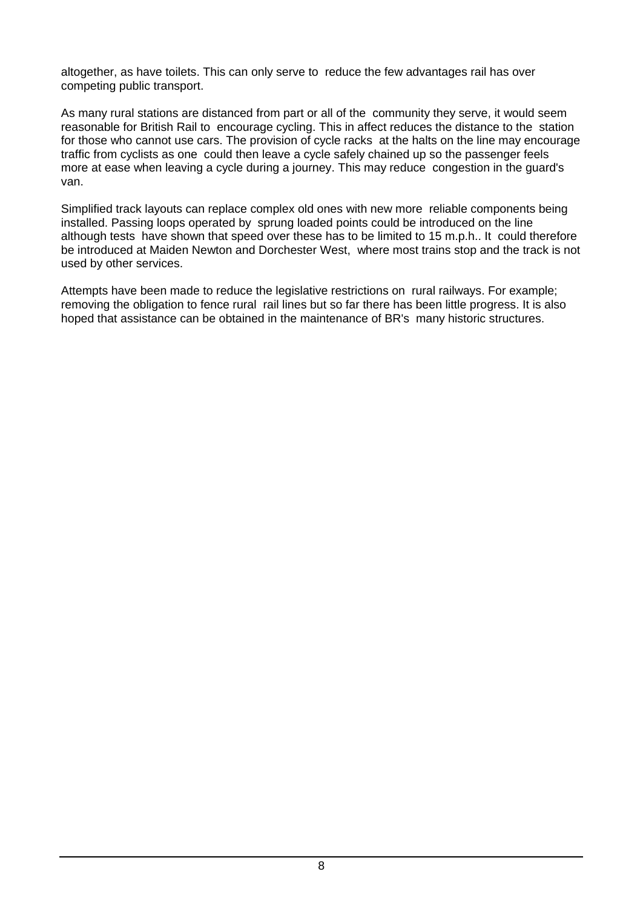altogether, as have toilets. This can only serve to reduce the few advantages rail has over competing public transport.

As many rural stations are distanced from part or all of the community they serve, it would seem reasonable for British Rail to encourage cycling. This in affect reduces the distance to the station for those who cannot use cars. The provision of cycle racks at the halts on the line may encourage traffic from cyclists as one could then leave a cycle safely chained up so the passenger feels more at ease when leaving a cycle during a journey. This may reduce congestion in the guard's van.

Simplified track layouts can replace complex old ones with new more reliable components being installed. Passing loops operated by sprung loaded points could be introduced on the line although tests have shown that speed over these has to be limited to 15 m.p.h.. It could therefore be introduced at Maiden Newton and Dorchester West, where most trains stop and the track is not used by other services.

Attempts have been made to reduce the legislative restrictions on rural railways. For example; removing the obligation to fence rural rail lines but so far there has been little progress. It is also hoped that assistance can be obtained in the maintenance of BR's many historic structures.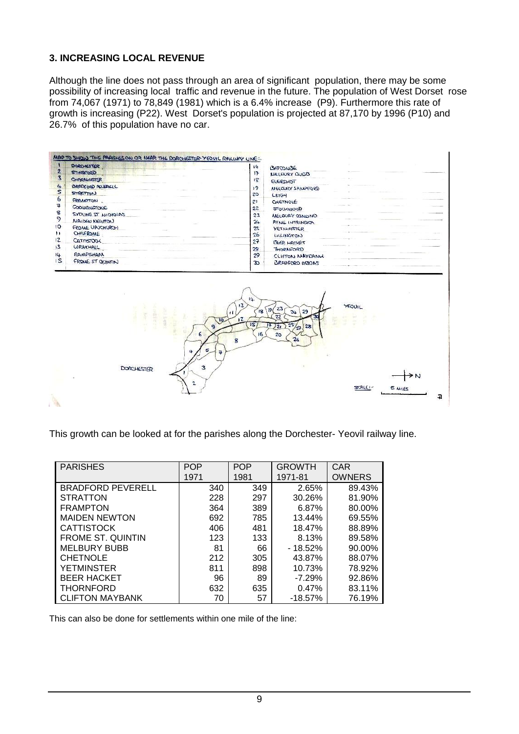### 3. INCREASING LOCAL REVENUE

Although the line does not pass through an area of significant population, there may be some possibility of increasing local traffic and revenue in the future. The population of West Dorset rose from 74,067 (1971) to 78,849 (1981) which is a 6.4% increase (P9). Furthermore this rate of growth is increasing (P22). West Dorset's population is projected at 87,170 by 1996 (P10) and 26.7% of this population have no car.

MAP TO SHOW THE PARISHES ON OR NEAR THE DORCHESTER-YEOVIL RAILWAY LINE:

1 DORCHESTER
2 STINSFORD
3 CHARMINSTER
4 BRADFORD PEVERELL
5 STRATTON
6 FRAMPTON
7 GODMANSTONE
8 SYDLING ST NICHOLAS
9 MAIDEN NEWTON
10 FROME VAUCHURCH
11 CHILFROME
12 CATTISTOCK
13 WRAXHALL
14 RAMPISHAM
15 FROME ST QUINTIN
16 BATCOMBE
17 MELBURY BUBB
18 EVERSHOT
19 MELBURY SAMPFORD
20 LEIGH
21 CHETNOLE
22 STOCKWOOD
23 MELBURY OSMOND
24 RYME INTRINSECA
25 YETMINSTER
26 LILLINGTON
27 BEER HACKET
28 THORNFORD
29 CLIFTON MAYBANK
30 BRADFORD ABBAS

DORCHESTER
YEOVIL
N
SCALE:- 5 MILES

This growth can be looked at for the parishes along the Dorchester- Yeovil railway line.

| PARISHES | POP 1971 | POP 1981 | GROWTH 1971-81 | CAR OWNERS |
|---|---|---|---|---|
| BRADFORD PEVERELL | 340 | 349 | 2.65% | 89.43% |
| STRATTON | 228 | 297 | 30.26% | 81.90% |
| FRAMPTON | 364 | 389 | 6.87% | 80.00% |
| MAIDEN NEWTON | 692 | 785 | 13.44% | 69.55% |
| CATTISTOCK | 406 | 481 | 18.47% | 88.89% |
| FROME ST. QUINTIN | 123 | 133 | 8.13% | 89.58% |
| MELBURY BUBB | 81 | 66 | - 18.52% | 90.00% |
| CHETNOLE | 212 | 305 | 43.87% | 88.07% |
| YETMINSTER | 811 | 898 | 10.73% | 78.92% |
| BEER HACKET | 96 | 89 | -7.29% | 92.86% |
| THORNFORD | 632 | 635 | 0.47% | 83.11% |
| CLIFTON MAYBANK | 70 | 57 | -18.57% | 76.19% |

This can also be done for settlements within one mile of the line: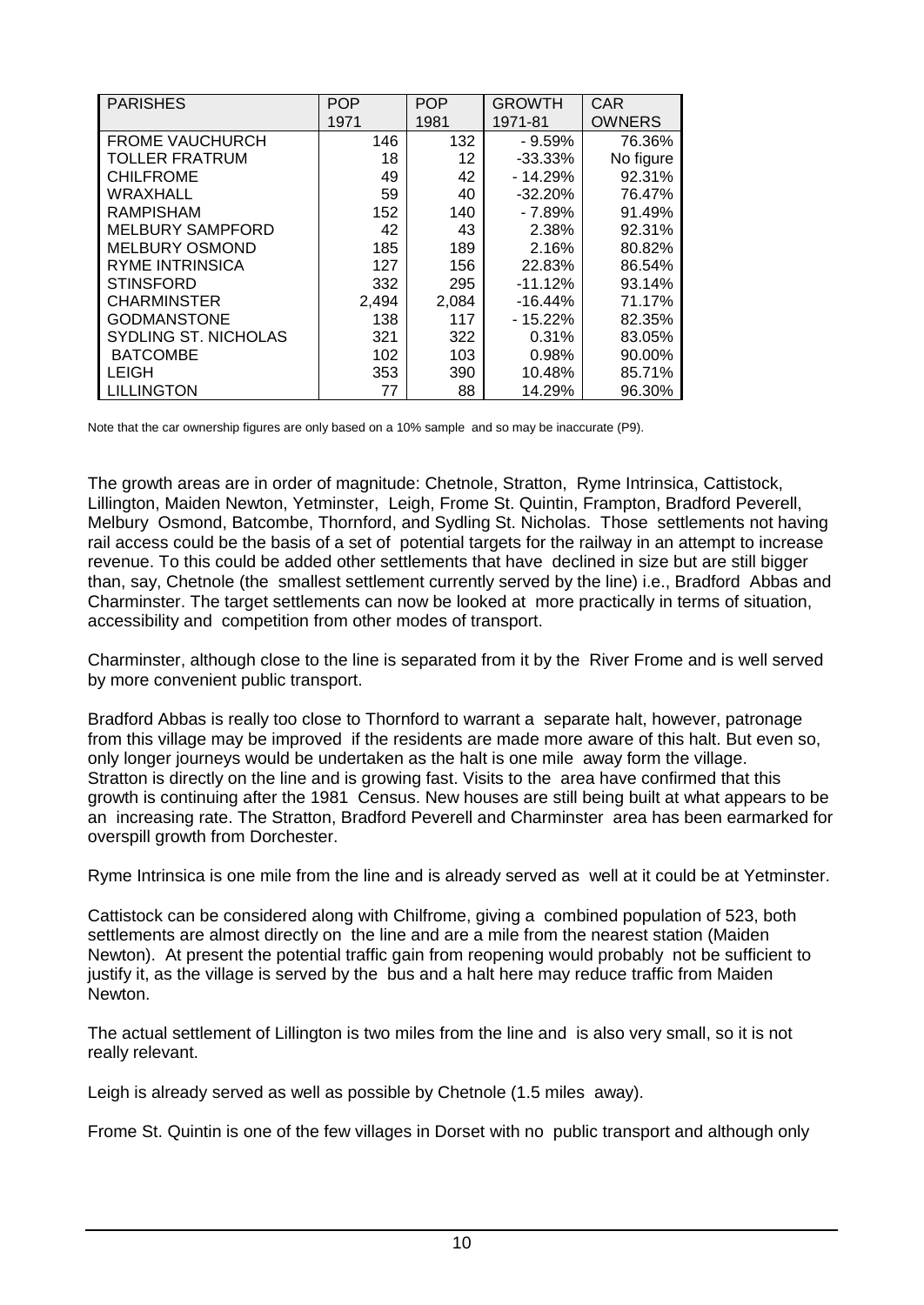| PARISHES | POP 1971 | POP 1981 | GROWTH 1971-81 | CAR OWNERS |
|---|---|---|---|---|
| FROME VAUCHURCH | 146 | 132 | - 9.59% | 76.36% |
| TOLLER FRATRUM | 18 | 12 | -33.33% | No figure |
| CHILFROME | 49 | 42 | - 14.29% | 92.31% |
| WRAXHALL | 59 | 40 | -32.20% | 76.47% |
| RAMPISHAM | 152 | 140 | - 7.89% | 91.49% |
| MELBURY SAMPFORD | 42 | 43 | 2.38% | 92.31% |
| MELBURY OSMOND | 185 | 189 | 2.16% | 80.82% |
| RYME INTRINSICA | 127 | 156 | 22.83% | 86.54% |
| STINSFORD | 332 | 295 | -11.12% | 93.14% |
| CHARMINSTER | 2,494 | 2,084 | -16.44% | 71.17% |
| GODMANSTONE | 138 | 117 | - 15.22% | 82.35% |
| SYDLING ST. NICHOLAS | 321 | 322 | 0.31% | 83.05% |
| BATCOMBE | 102 | 103 | 0.98% | 90.00% |
| LEIGH | 353 | 390 | 10.48% | 85.71% |
| LILLINGTON | 77 | 88 | 14.29% | 96.30% |

Note that the car ownership figures are only based on a 10% sample and so may be inaccurate (P9).

The growth areas are in order of magnitude: Chetnole, Stratton, Ryme Intrinsica, Cattistock, Lillington, Maiden Newton, Yetminster, Leigh, Frome St. Quintin, Frampton, Bradford Peverell, Melbury Osmond, Batcombe, Thornford, and Sydling St. Nicholas. Those settlements not having rail access could be the basis of a set of potential targets for the railway in an attempt to increase revenue. To this could be added other settlements that have declined in size but are still bigger than, say, Chetnole (the smallest settlement currently served by the line) i.e., Bradford Abbas and Charminster. The target settlements can now be looked at more practically in terms of situation, accessibility and competition from other modes of transport.

Charminster, although close to the line is separated from it by the River Frome and is well served by more convenient public transport.

Bradford Abbas is really too close to Thornford to warrant a separate halt, however, patronage from this village may be improved if the residents are made more aware of this halt. But even so, only longer journeys would be undertaken as the halt is one mile away form the village.
Stratton is directly on the line and is growing fast. Visits to the area have confirmed that this growth is continuing after the 1981 Census. New houses are still being built at what appears to be an increasing rate. The Stratton, Bradford Peverell and Charminster area has been earmarked for overspill growth from Dorchester.

Ryme Intrinsica is one mile from the line and is already served as well at it could be at Yetminster.

Cattistock can be considered along with Chilfrome, giving a combined population of 523, both settlements are almost directly on the line and are a mile from the nearest station (Maiden Newton). At present the potential traffic gain from reopening would probably not be sufficient to justify it, as the village is served by the bus and a halt here may reduce traffic from Maiden Newton.

The actual settlement of Lillington is two miles from the line and is also very small, so it is not really relevant.

Leigh is already served as well as possible by Chetnole (1.5 miles away).

Frome St. Quintin is one of the few villages in Dorset with no public transport and although only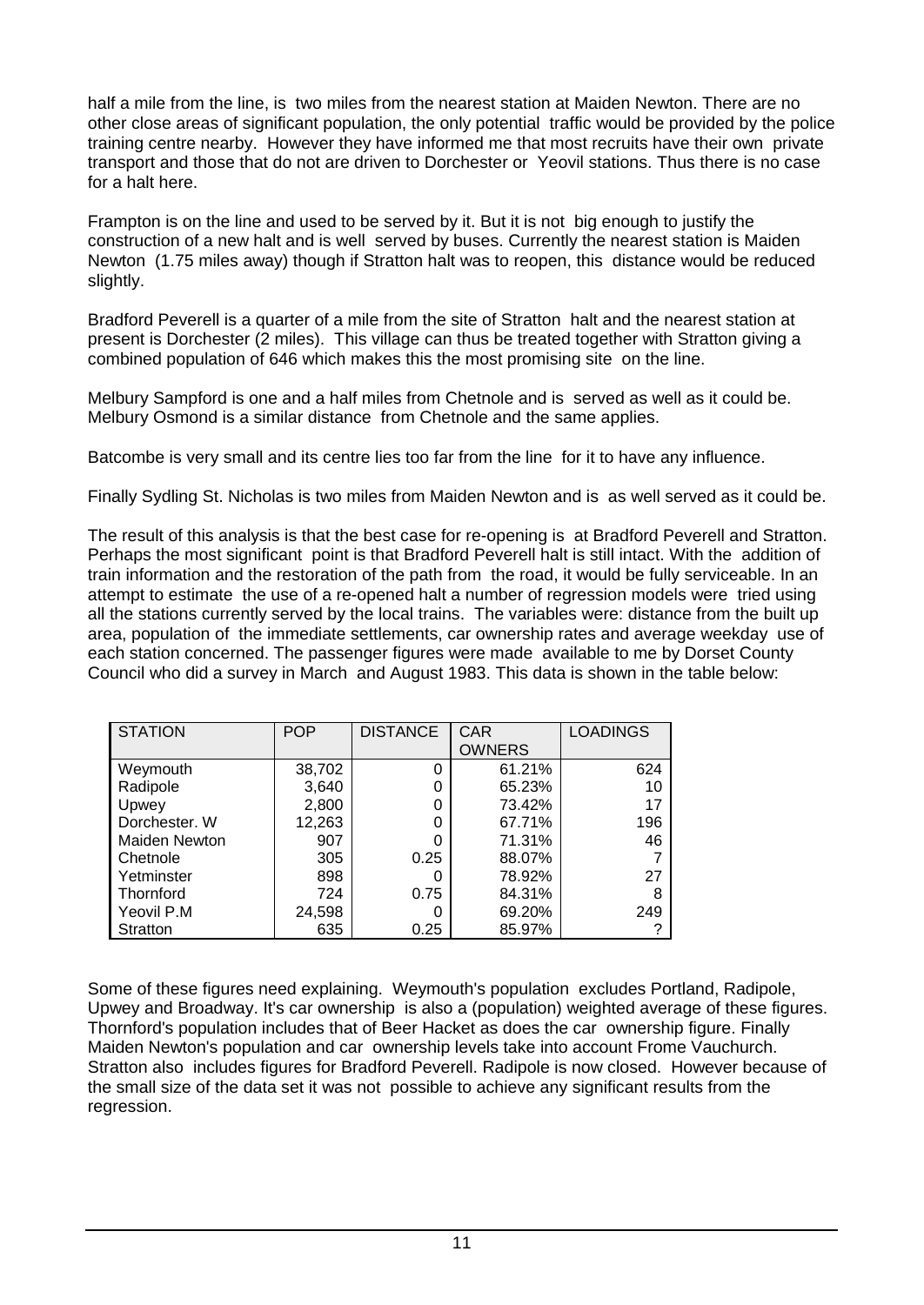half a mile from the line, is two miles from the nearest station at Maiden Newton. There are no other close areas of significant population, the only potential traffic would be provided by the police training centre nearby. However they have informed me that most recruits have their own private transport and those that do not are driven to Dorchester or Yeovil stations. Thus there is no case for a halt here.

Frampton is on the line and used to be served by it. But it is not big enough to justify the construction of a new halt and is well served by buses. Currently the nearest station is Maiden Newton (1.75 miles away) though if Stratton halt was to reopen, this distance would be reduced slightly.

Bradford Peverell is a quarter of a mile from the site of Stratton halt and the nearest station at present is Dorchester (2 miles). This village can thus be treated together with Stratton giving a combined population of 646 which makes this the most promising site on the line.

Melbury Sampford is one and a half miles from Chetnole and is served as well as it could be. Melbury Osmond is a similar distance from Chetnole and the same applies.

Batcombe is very small and its centre lies too far from the line for it to have any influence.

Finally Sydling St. Nicholas is two miles from Maiden Newton and is as well served as it could be.

The result of this analysis is that the best case for re-opening is at Bradford Peverell and Stratton. Perhaps the most significant point is that Bradford Peverell halt is still intact. With the addition of train information and the restoration of the path from the road, it would be fully serviceable. In an attempt to estimate the use of a re-opened halt a number of regression models were tried using all the stations currently served by the local trains. The variables were: distance from the built up area, population of the immediate settlements, car ownership rates and average weekday use of each station concerned. The passenger figures were made available to me by Dorset County Council who did a survey in March and August 1983. This data is shown in the table below:

| STATION | POP | DISTANCE | CAR OWNERS | LOADINGS |
|---|---|---|---|---|
| Weymouth | 38,702 | 0 | 61.21% | 624 |
| Radipole | 3,640 | 0 | 65.23% | 10 |
| Upwey | 2,800 | 0 | 73.42% | 17 |
| Dorchester. W | 12,263 | 0 | 67.71% | 196 |
| Maiden Newton | 907 | 0 | 71.31% | 46 |
| Chetnole | 305 | 0.25 | 88.07% | 7 |
| Yetminster | 898 | 0 | 78.92% | 27 |
| Thornford | 724 | 0.75 | 84.31% | 8 |
| Yeovil P.M | 24,598 | 0 | 69.20% | 249 |
| Stratton | 635 | 0.25 | 85.97% | ? |

Some of these figures need explaining. Weymouth's population excludes Portland, Radipole, Upwey and Broadway. It's car ownership is also a (population) weighted average of these figures. Thornford's population includes that of Beer Hacket as does the car ownership figure. Finally Maiden Newton's population and car ownership levels take into account Frome Vauchurch. Stratton also includes figures for Bradford Peverell. Radipole is now closed. However because of the small size of the data set it was not possible to achieve any significant results from the regression.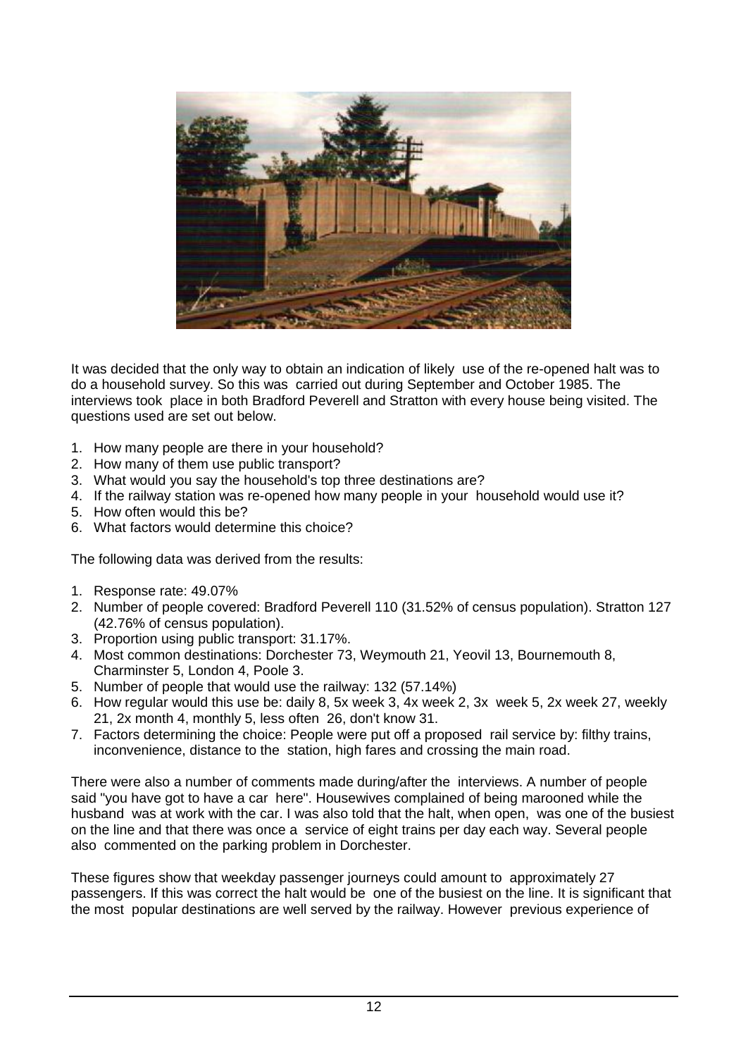It was decided that the only way to obtain an indication of likely use of the re-opened halt was to do a household survey. So this was carried out during September and October 1985. The interviews took place in both Bradford Peverell and Stratton with every house being visited. The questions used are set out below.

1. How many people are there in your household?
2. How many of them use public transport?
3. What would you say the household's top three destinations are?
4. If the railway station was re-opened how many people in your household would use it?
5. How often would this be?
6. What factors would determine this choice?

The following data was derived from the results:

1. Response rate: 49.07%
2. Number of people covered: Bradford Peverell 110 (31.52% of census population). Stratton 127 (42.76% of census population).
3. Proportion using public transport: 31.17%.
4. Most common destinations: Dorchester 73, Weymouth 21, Yeovil 13, Bournemouth 8, Charminster 5, London 4, Poole 3.
5. Number of people that would use the railway: 132 (57.14%)
6. How regular would this use be: daily 8, 5x week 3, 4x week 2, 3x week 5, 2x week 27, weekly 21, 2x month 4, monthly 5, less often 26, don't know 31.
7. Factors determining the choice: People were put off a proposed rail service by: filthy trains, inconvenience, distance to the station, high fares and crossing the main road.

There were also a number of comments made during/after the interviews. A number of people said "you have got to have a car here". Housewives complained of being marooned while the husband was at work with the car. I was also told that the halt, when open, was one of the busiest on the line and that there was once a service of eight trains per day each way. Several people also commented on the parking problem in Dorchester.

These figures show that weekday passenger journeys could amount to approximately 27 passengers. If this was correct the halt would be one of the busiest on the line. It is significant that the most popular destinations are well served by the railway. However previous experience of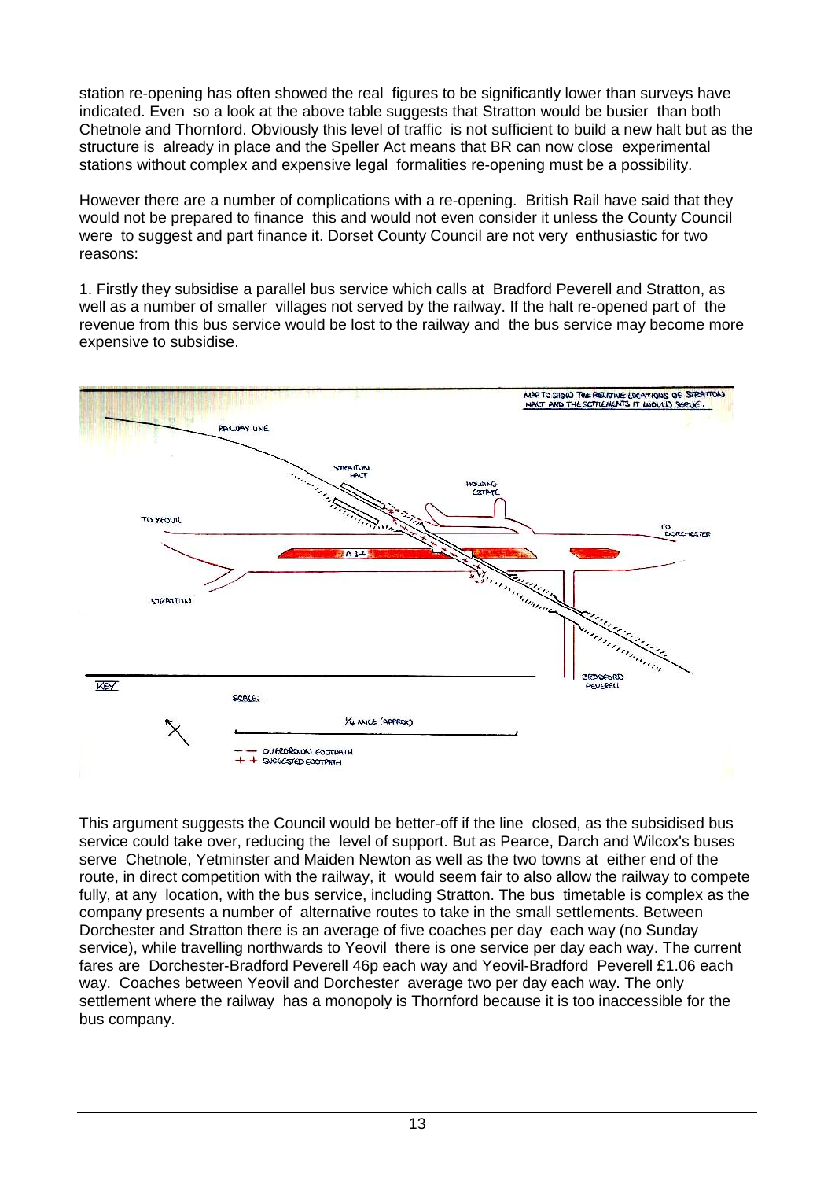station re-opening has often showed the real figures to be significantly lower than surveys have indicated. Even so a look at the above table suggests that Stratton would be busier than both Chetnole and Thornford. Obviously this level of traffic is not sufficient to build a new halt but as the structure is already in place and the Speller Act means that BR can now close experimental stations without complex and expensive legal formalities re-opening must be a possibility.

However there are a number of complications with a re-opening. British Rail have said that they would not be prepared to finance this and would not even consider it unless the County Council were to suggest and part finance it. Dorset County Council are not very enthusiastic for two reasons:

1. Firstly they subsidise a parallel bus service which calls at Bradford Peverell and Stratton, as well as a number of smaller villages not served by the railway. If the halt re-opened part of the revenue from this bus service would be lost to the railway and the bus service may become more expensive to subsidise.

MAP TO SHOW THE RELATIVE LOCATIONS OF STRATTON HALT AND THE SETTLEMENTS IT WOULD SERVE.

RAILWAY LINE

STRATTON HALT

HOUSING ESTATE

TO YEOVIL

TO DORCHESTER

A 37

STRATTON

BRADFORD PEVERELL

KEY

SCALE:-

¼ MILE (APPROX)

— — OVERGROWN FOOTPATH

+ + SUGGESTED FOOTPATH

This argument suggests the Council would be better-off if the line closed, as the subsidised bus service could take over, reducing the level of support. But as Pearce, Darch and Wilcox's buses serve Chetnole, Yetminster and Maiden Newton as well as the two towns at either end of the route, in direct competition with the railway, it would seem fair to also allow the railway to compete fully, at any location, with the bus service, including Stratton. The bus timetable is complex as the company presents a number of alternative routes to take in the small settlements. Between Dorchester and Stratton there is an average of five coaches per day each way (no Sunday service), while travelling northwards to Yeovil there is one service per day each way. The current fares are Dorchester-Bradford Peverell 46p each way and Yeovil-Bradford Peverell £1.06 each way. Coaches between Yeovil and Dorchester average two per day each way. The only settlement where the railway has a monopoly is Thornford because it is too inaccessible for the bus company.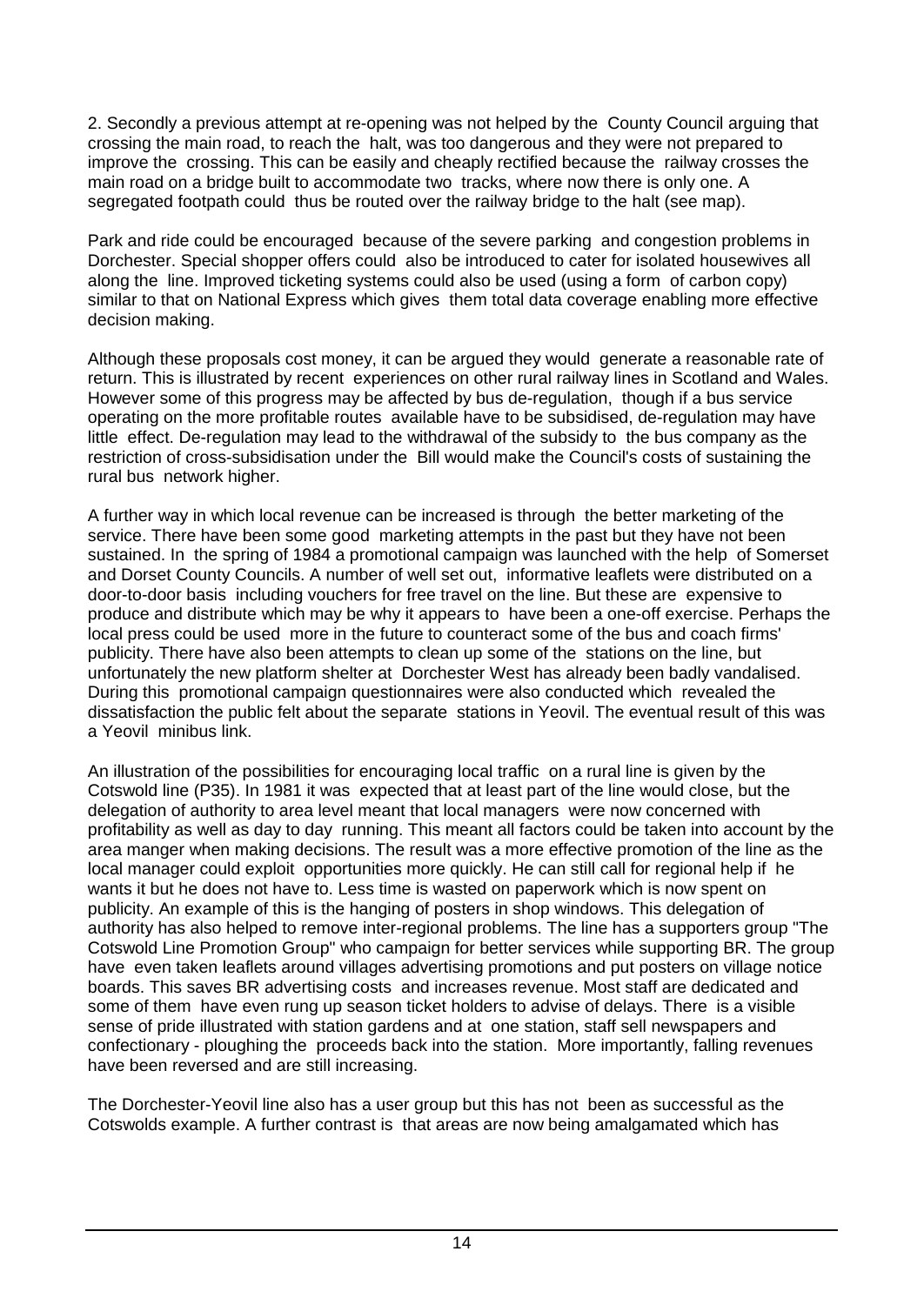2. Secondly a previous attempt at re-opening was not helped by the County Council arguing that crossing the main road, to reach the halt, was too dangerous and they were not prepared to improve the crossing. This can be easily and cheaply rectified because the railway crosses the main road on a bridge built to accommodate two tracks, where now there is only one. A segregated footpath could thus be routed over the railway bridge to the halt (see map).

Park and ride could be encouraged because of the severe parking and congestion problems in Dorchester. Special shopper offers could also be introduced to cater for isolated housewives all along the line. Improved ticketing systems could also be used (using a form of carbon copy) similar to that on National Express which gives them total data coverage enabling more effective decision making.

Although these proposals cost money, it can be argued they would generate a reasonable rate of return. This is illustrated by recent experiences on other rural railway lines in Scotland and Wales. However some of this progress may be affected by bus de-regulation, though if a bus service operating on the more profitable routes available have to be subsidised, de-regulation may have little effect. De-regulation may lead to the withdrawal of the subsidy to the bus company as the restriction of cross-subsidisation under the Bill would make the Council's costs of sustaining the rural bus network higher.

A further way in which local revenue can be increased is through the better marketing of the service. There have been some good marketing attempts in the past but they have not been sustained. In the spring of 1984 a promotional campaign was launched with the help of Somerset and Dorset County Councils. A number of well set out, informative leaflets were distributed on a door-to-door basis including vouchers for free travel on the line. But these are expensive to produce and distribute which may be why it appears to have been a one-off exercise. Perhaps the local press could be used more in the future to counteract some of the bus and coach firms' publicity. There have also been attempts to clean up some of the stations on the line, but unfortunately the new platform shelter at Dorchester West has already been badly vandalised. During this promotional campaign questionnaires were also conducted which revealed the dissatisfaction the public felt about the separate stations in Yeovil. The eventual result of this was a Yeovil minibus link.

An illustration of the possibilities for encouraging local traffic on a rural line is given by the Cotswold line (P35). In 1981 it was expected that at least part of the line would close, but the delegation of authority to area level meant that local managers were now concerned with profitability as well as day to day running. This meant all factors could be taken into account by the area manger when making decisions. The result was a more effective promotion of the line as the local manager could exploit opportunities more quickly. He can still call for regional help if he wants it but he does not have to. Less time is wasted on paperwork which is now spent on publicity. An example of this is the hanging of posters in shop windows. This delegation of authority has also helped to remove inter-regional problems. The line has a supporters group "The Cotswold Line Promotion Group" who campaign for better services while supporting BR. The group have even taken leaflets around villages advertising promotions and put posters on village notice boards. This saves BR advertising costs and increases revenue. Most staff are dedicated and some of them have even rung up season ticket holders to advise of delays. There is a visible sense of pride illustrated with station gardens and at one station, staff sell newspapers and confectionary - ploughing the proceeds back into the station. More importantly, falling revenues have been reversed and are still increasing.

The Dorchester-Yeovil line also has a user group but this has not been as successful as the Cotswolds example. A further contrast is that areas are now being amalgamated which has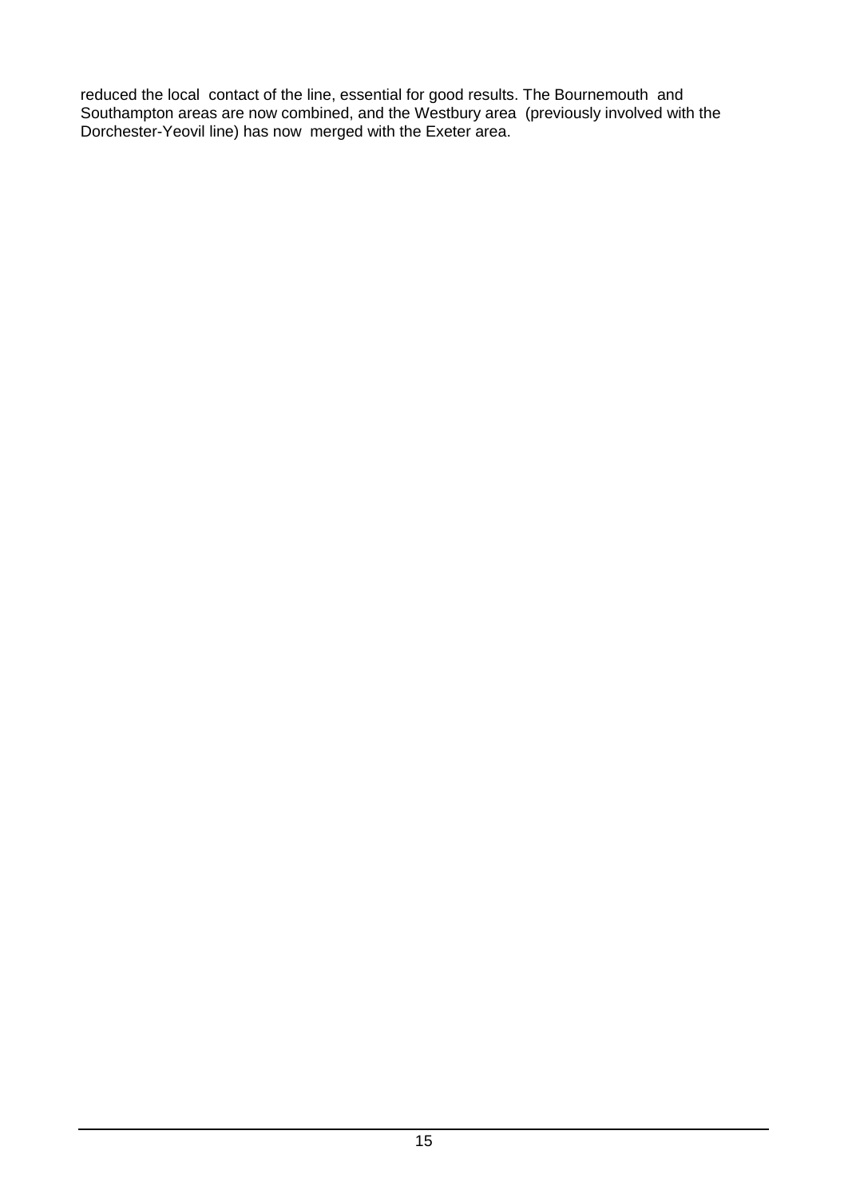reduced the local contact of the line, essential for good results. The Bournemouth and Southampton areas are now combined, and the Westbury area (previously involved with the Dorchester-Yeovil line) has now merged with the Exeter area.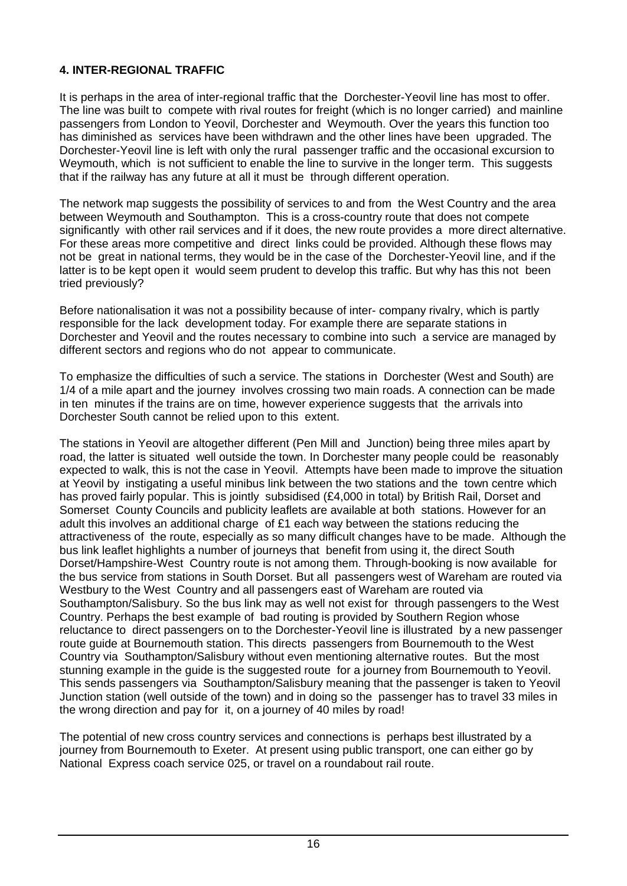**4. INTER-REGIONAL TRAFFIC**

It is perhaps in the area of inter-regional traffic that the Dorchester-Yeovil line has most to offer. The line was built to compete with rival routes for freight (which is no longer carried) and mainline passengers from London to Yeovil, Dorchester and Weymouth. Over the years this function too has diminished as services have been withdrawn and the other lines have been upgraded. The Dorchester-Yeovil line is left with only the rural passenger traffic and the occasional excursion to Weymouth, which is not sufficient to enable the line to survive in the longer term. This suggests that if the railway has any future at all it must be through different operation.

The network map suggests the possibility of services to and from the West Country and the area between Weymouth and Southampton. This is a cross-country route that does not compete significantly with other rail services and if it does, the new route provides a more direct alternative. For these areas more competitive and direct links could be provided. Although these flows may not be great in national terms, they would be in the case of the Dorchester-Yeovil line, and if the latter is to be kept open it would seem prudent to develop this traffic. But why has this not been tried previously?

Before nationalisation it was not a possibility because of inter- company rivalry, which is partly responsible for the lack development today. For example there are separate stations in Dorchester and Yeovil and the routes necessary to combine into such a service are managed by different sectors and regions who do not appear to communicate.

To emphasize the difficulties of such a service. The stations in Dorchester (West and South) are 1/4 of a mile apart and the journey involves crossing two main roads. A connection can be made in ten minutes if the trains are on time, however experience suggests that the arrivals into Dorchester South cannot be relied upon to this extent.

The stations in Yeovil are altogether different (Pen Mill and Junction) being three miles apart by road, the latter is situated well outside the town. In Dorchester many people could be reasonably expected to walk, this is not the case in Yeovil. Attempts have been made to improve the situation at Yeovil by instigating a useful minibus link between the two stations and the town centre which has proved fairly popular. This is jointly subsidised (£4,000 in total) by British Rail, Dorset and Somerset County Councils and publicity leaflets are available at both stations. However for an adult this involves an additional charge of £1 each way between the stations reducing the attractiveness of the route, especially as so many difficult changes have to be made. Although the bus link leaflet highlights a number of journeys that benefit from using it, the direct South Dorset/Hampshire-West Country route is not among them. Through-booking is now available for the bus service from stations in South Dorset. But all passengers west of Wareham are routed via Westbury to the West Country and all passengers east of Wareham are routed via Southampton/Salisbury. So the bus link may as well not exist for through passengers to the West Country. Perhaps the best example of bad routing is provided by Southern Region whose reluctance to direct passengers on to the Dorchester-Yeovil line is illustrated by a new passenger route guide at Bournemouth station. This directs passengers from Bournemouth to the West Country via Southampton/Salisbury without even mentioning alternative routes. But the most stunning example in the guide is the suggested route for a journey from Bournemouth to Yeovil. This sends passengers via Southampton/Salisbury meaning that the passenger is taken to Yeovil Junction station (well outside of the town) and in doing so the passenger has to travel 33 miles in the wrong direction and pay for it, on a journey of 40 miles by road!

The potential of new cross country services and connections is perhaps best illustrated by a journey from Bournemouth to Exeter. At present using public transport, one can either go by National Express coach service 025, or travel on a roundabout rail route.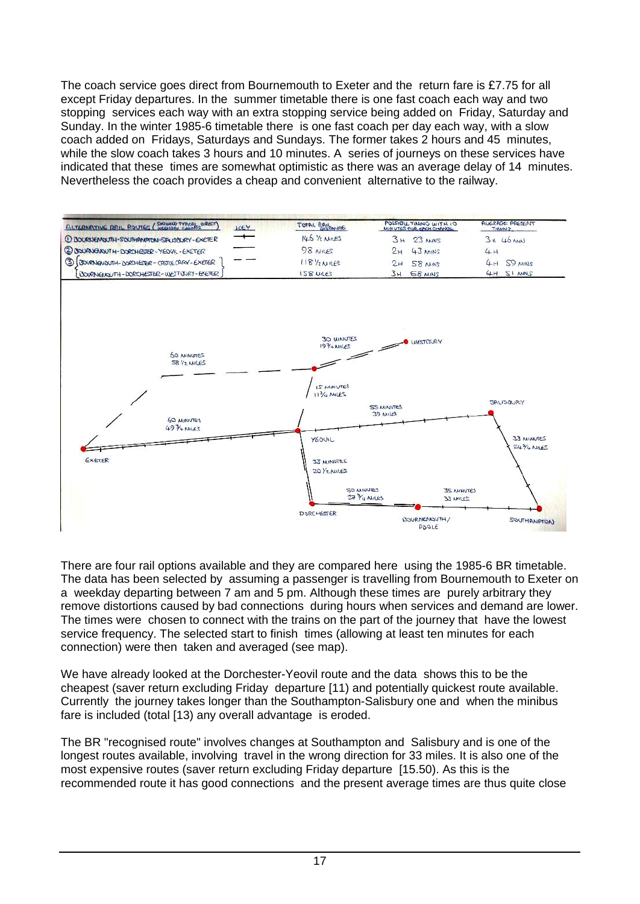The coach service goes direct from Bournemouth to Exeter and the return fare is £7.75 for all except Friday departures. In the summer timetable there is one fast coach each way and two stopping services each way with an extra stopping service being added on Friday, Saturday and Sunday. In the winter 1985-6 timetable there is one fast coach per day each way, with a slow coach added on Fridays, Saturdays and Sundays. The former takes 2 hours and 45 minutes, while the slow coach takes 3 hours and 10 minutes. A series of journeys on these services have indicated that these times are somewhat optimistic as there was an average delay of 14 minutes. Nevertheless the coach provides a cheap and convenient alternative to the railway.

| ALTERNATIVE RAIL ROUTES (SHOWING TYPICAL WEEKDAY TIMINGS DIRECT) | KEY | TOTAL RAIL DISTANCE | POSSIBLE TIMING WITH 10 MINUTES FOR EACH CHANGE | AVERAGE PRESENT TIMING |
|---|---|---|---|---|
| ① BOURNEMOUTH-SOUTHAMPTON-SALISBURY-EXETER | —+— | 146 ½ MILES | 3H 23 MINS | 3H 46 MINS |
| ② BOURNEMOUTH-DORCHESTER-YEOVIL-EXETER | —— | 98 MILES | 2H 43 MINS | 4H |
| ③ BOURNEMOUTH-DORCHESTER-CASTLE CARY-EXETER | – – | 118 ½ MILES | 2H 58 MINS | 4H 59 MINS |
| BOURNEMOUTH-DORCHESTER-WESTBURY-EXETER | | 158 MILES | 3H 58 MINS | 4H 51 MINS |

WESTBURY
30 MINUTES
19 ¾ MILES
60 MINUTES
58 ½ MILES
15 MINUTES
11 ¾ MILES
SALISBURY
55 MINUTES
39 MILES
60 MINUTES
49 ¾ MILES
YEOVIL
33 MINUTES
24 ¾ MILES
EXETER
33 MINUTES
20 ½ MILES
50 MINUTES
27 ¾ MILES
35 MINUTES
33 MILES
DORCHESTER
BOURNEMOUTH/POOLE
SOUTHAMPTON

There are four rail options available and they are compared here using the 1985-6 BR timetable. The data has been selected by assuming a passenger is travelling from Bournemouth to Exeter on a weekday departing between 7 am and 5 pm. Although these times are purely arbitrary they remove distortions caused by bad connections during hours when services and demand are lower. The times were chosen to connect with the trains on the part of the journey that have the lowest service frequency. The selected start to finish times (allowing at least ten minutes for each connection) were then taken and averaged (see map).

We have already looked at the Dorchester-Yeovil route and the data shows this to be the cheapest (saver return excluding Friday departure [11) and potentially quickest route available. Currently the journey takes longer than the Southampton-Salisbury one and when the minibus fare is included (total [13) any overall advantage is eroded.

The BR "recognised route" involves changes at Southampton and Salisbury and is one of the longest routes available, involving travel in the wrong direction for 33 miles. It is also one of the most expensive routes (saver return excluding Friday departure [15.50). As this is the recommended route it has good connections and the present average times are thus quite close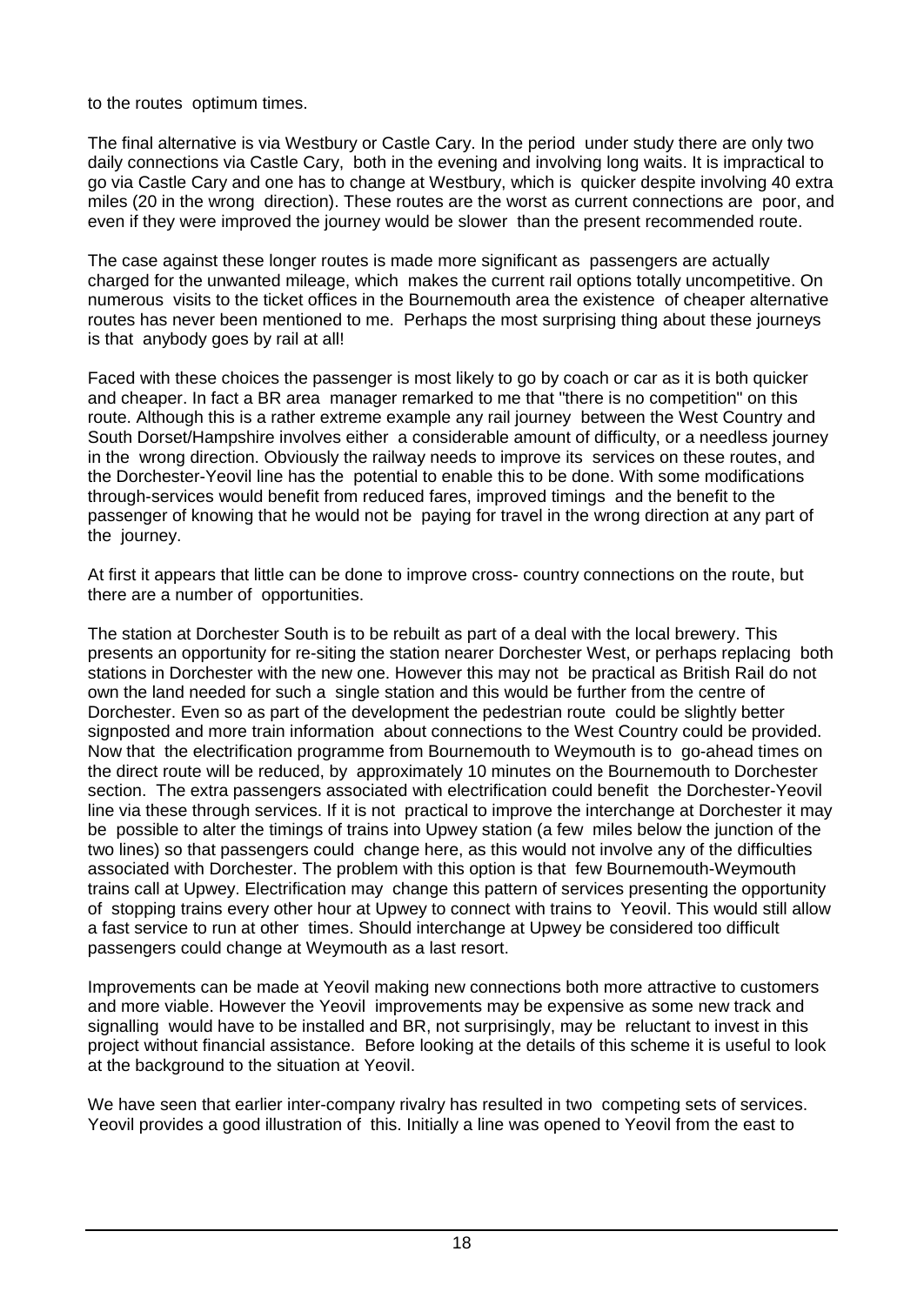to the routes optimum times.

The final alternative is via Westbury or Castle Cary. In the period under study there are only two daily connections via Castle Cary, both in the evening and involving long waits. It is impractical to go via Castle Cary and one has to change at Westbury, which is quicker despite involving 40 extra miles (20 in the wrong direction). These routes are the worst as current connections are poor, and even if they were improved the journey would be slower than the present recommended route.

The case against these longer routes is made more significant as passengers are actually charged for the unwanted mileage, which makes the current rail options totally uncompetitive. On numerous visits to the ticket offices in the Bournemouth area the existence of cheaper alternative routes has never been mentioned to me. Perhaps the most surprising thing about these journeys is that anybody goes by rail at all!

Faced with these choices the passenger is most likely to go by coach or car as it is both quicker and cheaper. In fact a BR area manager remarked to me that "there is no competition" on this route. Although this is a rather extreme example any rail journey between the West Country and South Dorset/Hampshire involves either a considerable amount of difficulty, or a needless journey in the wrong direction. Obviously the railway needs to improve its services on these routes, and the Dorchester-Yeovil line has the potential to enable this to be done. With some modifications through-services would benefit from reduced fares, improved timings and the benefit to the passenger of knowing that he would not be paying for travel in the wrong direction at any part of the journey.

At first it appears that little can be done to improve cross- country connections on the route, but there are a number of opportunities.

The station at Dorchester South is to be rebuilt as part of a deal with the local brewery. This presents an opportunity for re-siting the station nearer Dorchester West, or perhaps replacing both stations in Dorchester with the new one. However this may not be practical as British Rail do not own the land needed for such a single station and this would be further from the centre of Dorchester. Even so as part of the development the pedestrian route could be slightly better signposted and more train information about connections to the West Country could be provided. Now that the electrification programme from Bournemouth to Weymouth is to go-ahead times on the direct route will be reduced, by approximately 10 minutes on the Bournemouth to Dorchester section. The extra passengers associated with electrification could benefit the Dorchester-Yeovil line via these through services. If it is not practical to improve the interchange at Dorchester it may be possible to alter the timings of trains into Upwey station (a few miles below the junction of the two lines) so that passengers could change here, as this would not involve any of the difficulties associated with Dorchester. The problem with this option is that few Bournemouth-Weymouth trains call at Upwey. Electrification may change this pattern of services presenting the opportunity of stopping trains every other hour at Upwey to connect with trains to Yeovil. This would still allow a fast service to run at other times. Should interchange at Upwey be considered too difficult passengers could change at Weymouth as a last resort.

Improvements can be made at Yeovil making new connections both more attractive to customers and more viable. However the Yeovil improvements may be expensive as some new track and signalling would have to be installed and BR, not surprisingly, may be reluctant to invest in this project without financial assistance. Before looking at the details of this scheme it is useful to look at the background to the situation at Yeovil.

We have seen that earlier inter-company rivalry has resulted in two competing sets of services. Yeovil provides a good illustration of this. Initially a line was opened to Yeovil from the east to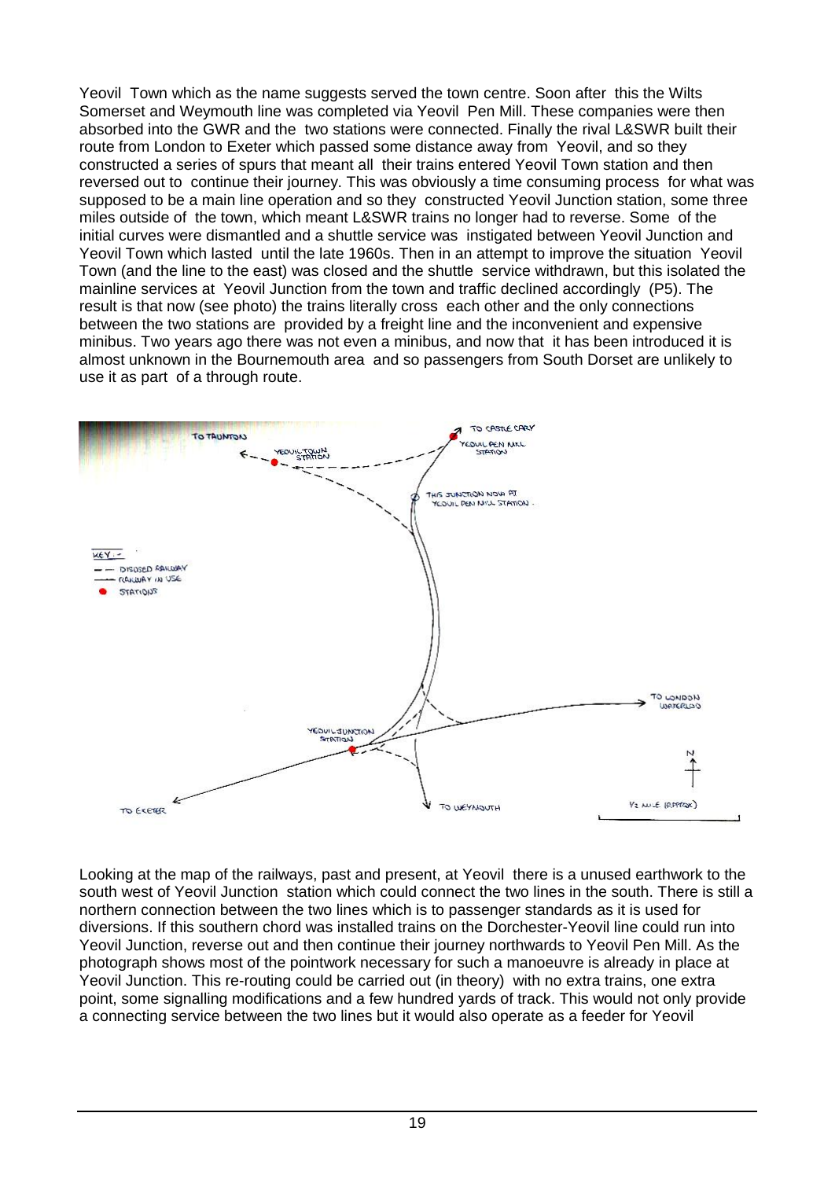Yeovil Town which as the name suggests served the town centre. Soon after this the Wilts Somerset and Weymouth line was completed via Yeovil Pen Mill. These companies were then absorbed into the GWR and the two stations were connected. Finally the rival L&SWR built their route from London to Exeter which passed some distance away from Yeovil, and so they constructed a series of spurs that meant all their trains entered Yeovil Town station and then reversed out to continue their journey. This was obviously a time consuming process for what was supposed to be a main line operation and so they constructed Yeovil Junction station, some three miles outside of the town, which meant L&SWR trains no longer had to reverse. Some of the initial curves were dismantled and a shuttle service was instigated between Yeovil Junction and Yeovil Town which lasted until the late 1960s. Then in an attempt to improve the situation Yeovil Town (and the line to the east) was closed and the shuttle service withdrawn, but this isolated the mainline services at Yeovil Junction from the town and traffic declined accordingly (P5). The result is that now (see photo) the trains literally cross each other and the only connections between the two stations are provided by a freight line and the inconvenient and expensive minibus. Two years ago there was not even a minibus, and now that it has been introduced it is almost unknown in the Bournemouth area and so passengers from South Dorset are unlikely to use it as part of a through route.

TO TAUNTON
YEOVIL TOWN STATION
TO CASTLE CARY
YEOVIL PEN MILL STATION
THIS JUNCTION NOW AT YEOVIL PEN MILL STATION.
KEY:-
DISUSED RAILWAY
RAILWAY IN USE
STATIONS
TO LONDON WATERLOO
YEOVIL JUNCTION STATION
N
TO EXETER
TO WEYMOUTH
½ MILE (APPROX)

Looking at the map of the railways, past and present, at Yeovil there is a unused earthwork to the south west of Yeovil Junction station which could connect the two lines in the south. There is still a northern connection between the two lines which is to passenger standards as it is used for diversions. If this southern chord was installed trains on the Dorchester-Yeovil line could run into Yeovil Junction, reverse out and then continue their journey northwards to Yeovil Pen Mill. As the photograph shows most of the pointwork necessary for such a manoeuvre is already in place at Yeovil Junction. This re-routing could be carried out (in theory) with no extra trains, one extra point, some signalling modifications and a few hundred yards of track. This would not only provide a connecting service between the two lines but it would also operate as a feeder for Yeovil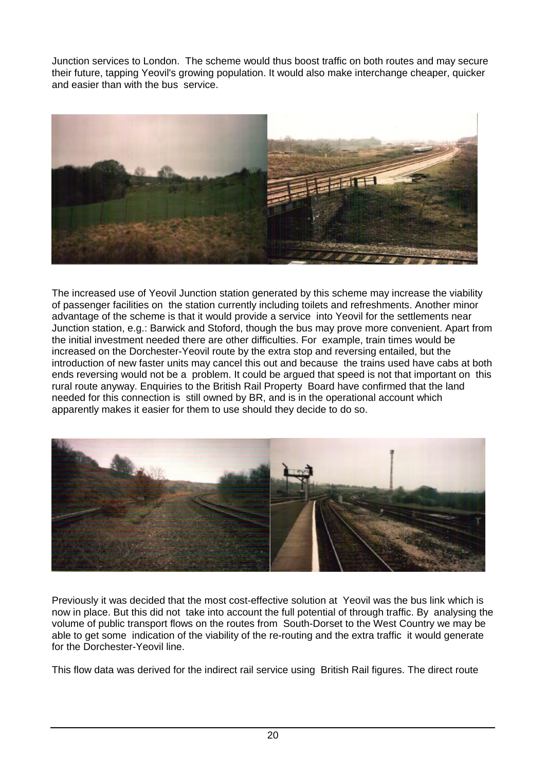Junction services to London. The scheme would thus boost traffic on both routes and may secure their future, tapping Yeovil's growing population. It would also make interchange cheaper, quicker and easier than with the bus service.

The increased use of Yeovil Junction station generated by this scheme may increase the viability of passenger facilities on the station currently including toilets and refreshments. Another minor advantage of the scheme is that it would provide a service into Yeovil for the settlements near Junction station, e.g.: Barwick and Stoford, though the bus may prove more convenient. Apart from the initial investment needed there are other difficulties. For example, train times would be increased on the Dorchester-Yeovil route by the extra stop and reversing entailed, but the introduction of new faster units may cancel this out and because the trains used have cabs at both ends reversing would not be a problem. It could be argued that speed is not that important on this rural route anyway. Enquiries to the British Rail Property Board have confirmed that the land needed for this connection is still owned by BR, and is in the operational account which apparently makes it easier for them to use should they decide to do so.

Previously it was decided that the most cost-effective solution at Yeovil was the bus link which is now in place. But this did not take into account the full potential of through traffic. By analysing the volume of public transport flows on the routes from South-Dorset to the West Country we may be able to get some indication of the viability of the re-routing and the extra traffic it would generate for the Dorchester-Yeovil line.

This flow data was derived for the indirect rail service using British Rail figures. The direct route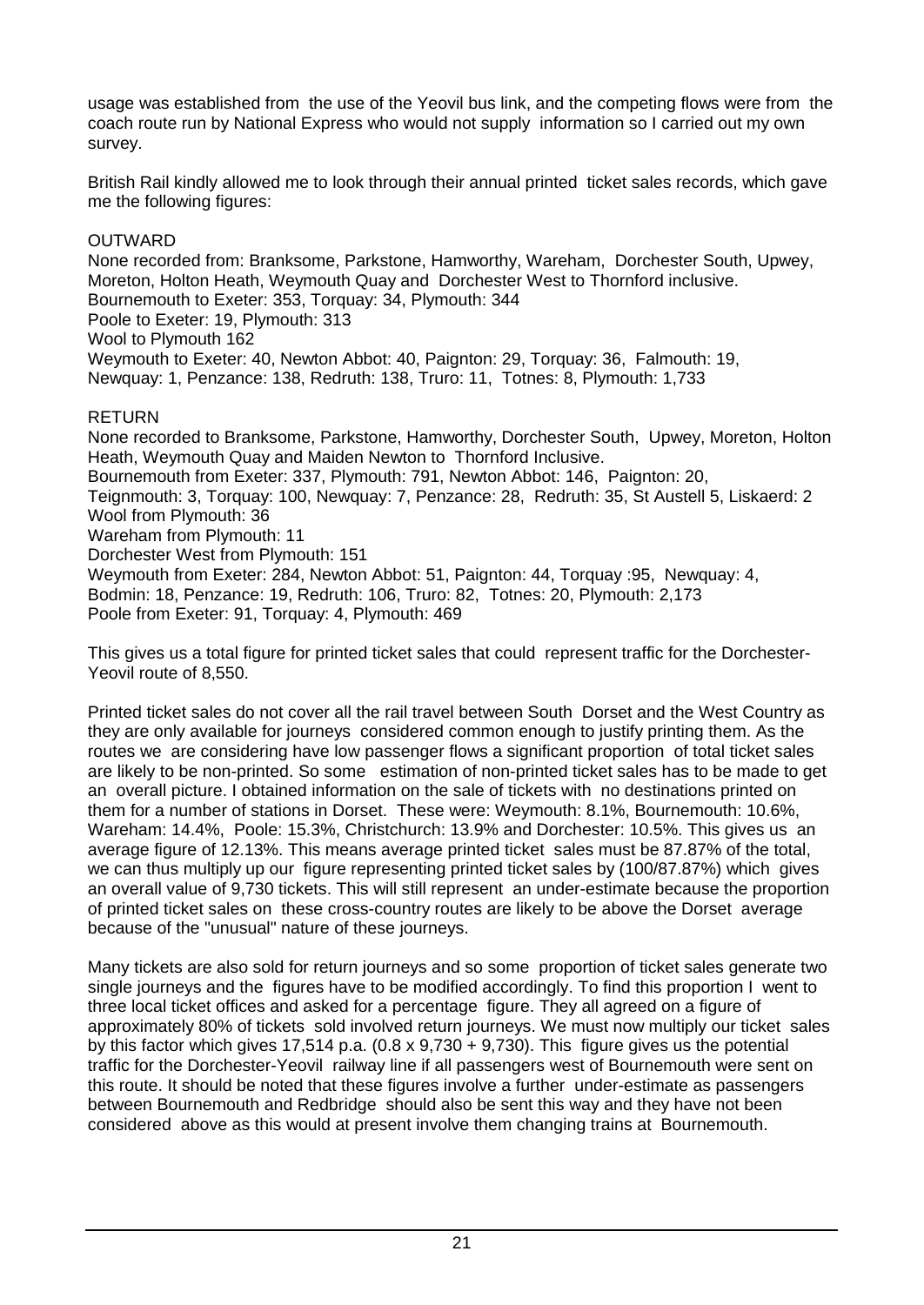usage was established from the use of the Yeovil bus link, and the competing flows were from the coach route run by National Express who would not supply information so I carried out my own survey.

British Rail kindly allowed me to look through their annual printed ticket sales records, which gave me the following figures:

OUTWARD
None recorded from: Branksome, Parkstone, Hamworthy, Wareham, Dorchester South, Upwey, Moreton, Holton Heath, Weymouth Quay and Dorchester West to Thornford inclusive.
Bournemouth to Exeter: 353, Torquay: 34, Plymouth: 344
Poole to Exeter: 19, Plymouth: 313
Wool to Plymouth 162
Weymouth to Exeter: 40, Newton Abbot: 40, Paignton: 29, Torquay: 36, Falmouth: 19, Newquay: 1, Penzance: 138, Redruth: 138, Truro: 11, Totnes: 8, Plymouth: 1,733

RETURN
None recorded to Branksome, Parkstone, Hamworthy, Dorchester South, Upwey, Moreton, Holton Heath, Weymouth Quay and Maiden Newton to Thornford Inclusive.
Bournemouth from Exeter: 337, Plymouth: 791, Newton Abbot: 146, Paignton: 20, Teignmouth: 3, Torquay: 100, Newquay: 7, Penzance: 28, Redruth: 35, St Austell 5, Liskaerd: 2
Wool from Plymouth: 36
Wareham from Plymouth: 11
Dorchester West from Plymouth: 151
Weymouth from Exeter: 284, Newton Abbot: 51, Paignton: 44, Torquay :95, Newquay: 4, Bodmin: 18, Penzance: 19, Redruth: 106, Truro: 82, Totnes: 20, Plymouth: 2,173
Poole from Exeter: 91, Torquay: 4, Plymouth: 469

This gives us a total figure for printed ticket sales that could represent traffic for the Dorchester-Yeovil route of 8,550.

Printed ticket sales do not cover all the rail travel between South Dorset and the West Country as they are only available for journeys considered common enough to justify printing them. As the routes we are considering have low passenger flows a significant proportion of total ticket sales are likely to be non-printed. So some estimation of non-printed ticket sales has to be made to get an overall picture. I obtained information on the sale of tickets with no destinations printed on them for a number of stations in Dorset. These were: Weymouth: 8.1%, Bournemouth: 10.6%, Wareham: 14.4%, Poole: 15.3%, Christchurch: 13.9% and Dorchester: 10.5%. This gives us an average figure of 12.13%. This means average printed ticket sales must be 87.87% of the total, we can thus multiply up our figure representing printed ticket sales by (100/87.87%) which gives an overall value of 9,730 tickets. This will still represent an under-estimate because the proportion of printed ticket sales on these cross-country routes are likely to be above the Dorset average because of the "unusual" nature of these journeys.

Many tickets are also sold for return journeys and so some proportion of ticket sales generate two single journeys and the figures have to be modified accordingly. To find this proportion I went to three local ticket offices and asked for a percentage figure. They all agreed on a figure of approximately 80% of tickets sold involved return journeys. We must now multiply our ticket sales by this factor which gives 17,514 p.a. (0.8 x 9,730 + 9,730). This figure gives us the potential traffic for the Dorchester-Yeovil railway line if all passengers west of Bournemouth were sent on this route. It should be noted that these figures involve a further under-estimate as passengers between Bournemouth and Redbridge should also be sent this way and they have not been considered above as this would at present involve them changing trains at Bournemouth.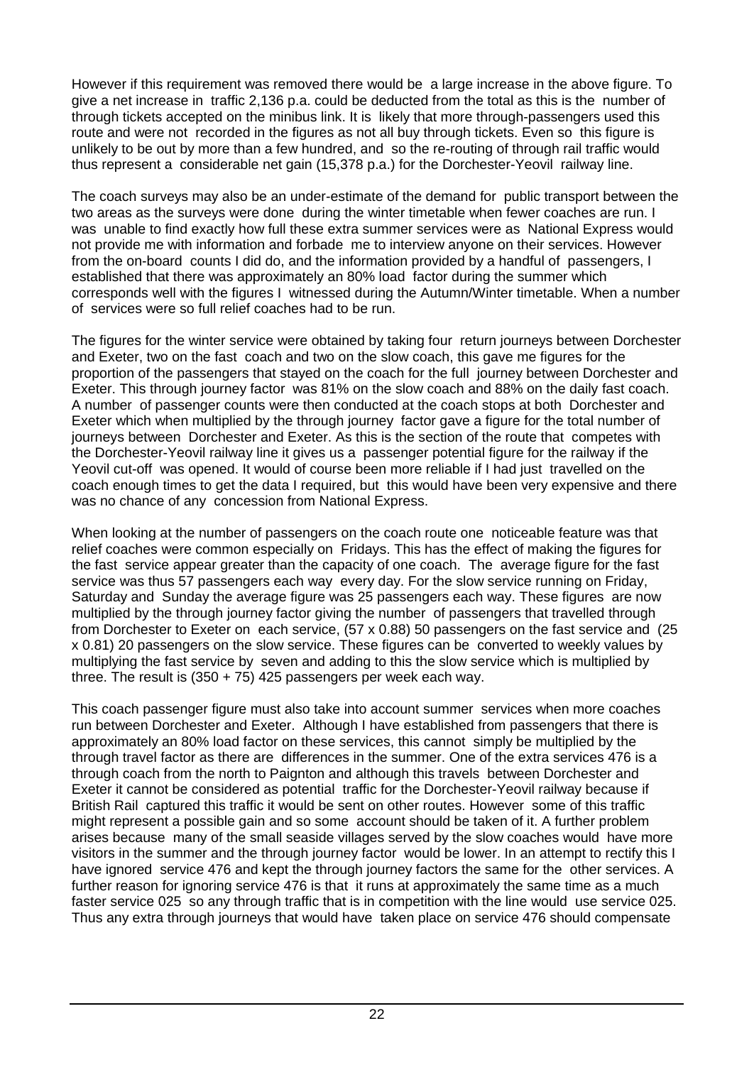However if this requirement was removed there would be a large increase in the above figure. To give a net increase in traffic 2,136 p.a. could be deducted from the total as this is the number of through tickets accepted on the minibus link. It is likely that more through-passengers used this route and were not recorded in the figures as not all buy through tickets. Even so this figure is unlikely to be out by more than a few hundred, and so the re-routing of through rail traffic would thus represent a considerable net gain (15,378 p.a.) for the Dorchester-Yeovil railway line.

The coach surveys may also be an under-estimate of the demand for public transport between the two areas as the surveys were done during the winter timetable when fewer coaches are run. I was unable to find exactly how full these extra summer services were as National Express would not provide me with information and forbade me to interview anyone on their services. However from the on-board counts I did do, and the information provided by a handful of passengers, I established that there was approximately an 80% load factor during the summer which corresponds well with the figures I witnessed during the Autumn/Winter timetable. When a number of services were so full relief coaches had to be run.

The figures for the winter service were obtained by taking four return journeys between Dorchester and Exeter, two on the fast coach and two on the slow coach, this gave me figures for the proportion of the passengers that stayed on the coach for the full journey between Dorchester and Exeter. This through journey factor was 81% on the slow coach and 88% on the daily fast coach. A number of passenger counts were then conducted at the coach stops at both Dorchester and Exeter which when multiplied by the through journey factor gave a figure for the total number of journeys between Dorchester and Exeter. As this is the section of the route that competes with the Dorchester-Yeovil railway line it gives us a passenger potential figure for the railway if the Yeovil cut-off was opened. It would of course been more reliable if I had just travelled on the coach enough times to get the data I required, but this would have been very expensive and there was no chance of any concession from National Express.

When looking at the number of passengers on the coach route one noticeable feature was that relief coaches were common especially on Fridays. This has the effect of making the figures for the fast service appear greater than the capacity of one coach. The average figure for the fast service was thus 57 passengers each way every day. For the slow service running on Friday, Saturday and Sunday the average figure was 25 passengers each way. These figures are now multiplied by the through journey factor giving the number of passengers that travelled through from Dorchester to Exeter on each service, (57 x 0.88) 50 passengers on the fast service and (25 x 0.81) 20 passengers on the slow service. These figures can be converted to weekly values by multiplying the fast service by seven and adding to this the slow service which is multiplied by three. The result is (350 + 75) 425 passengers per week each way.

This coach passenger figure must also take into account summer services when more coaches run between Dorchester and Exeter. Although I have established from passengers that there is approximately an 80% load factor on these services, this cannot simply be multiplied by the through travel factor as there are differences in the summer. One of the extra services 476 is a through coach from the north to Paignton and although this travels between Dorchester and Exeter it cannot be considered as potential traffic for the Dorchester-Yeovil railway because if British Rail captured this traffic it would be sent on other routes. However some of this traffic might represent a possible gain and so some account should be taken of it. A further problem arises because many of the small seaside villages served by the slow coaches would have more visitors in the summer and the through journey factor would be lower. In an attempt to rectify this I have ignored service 476 and kept the through journey factors the same for the other services. A further reason for ignoring service 476 is that it runs at approximately the same time as a much faster service 025 so any through traffic that is in competition with the line would use service 025. Thus any extra through journeys that would have taken place on service 476 should compensate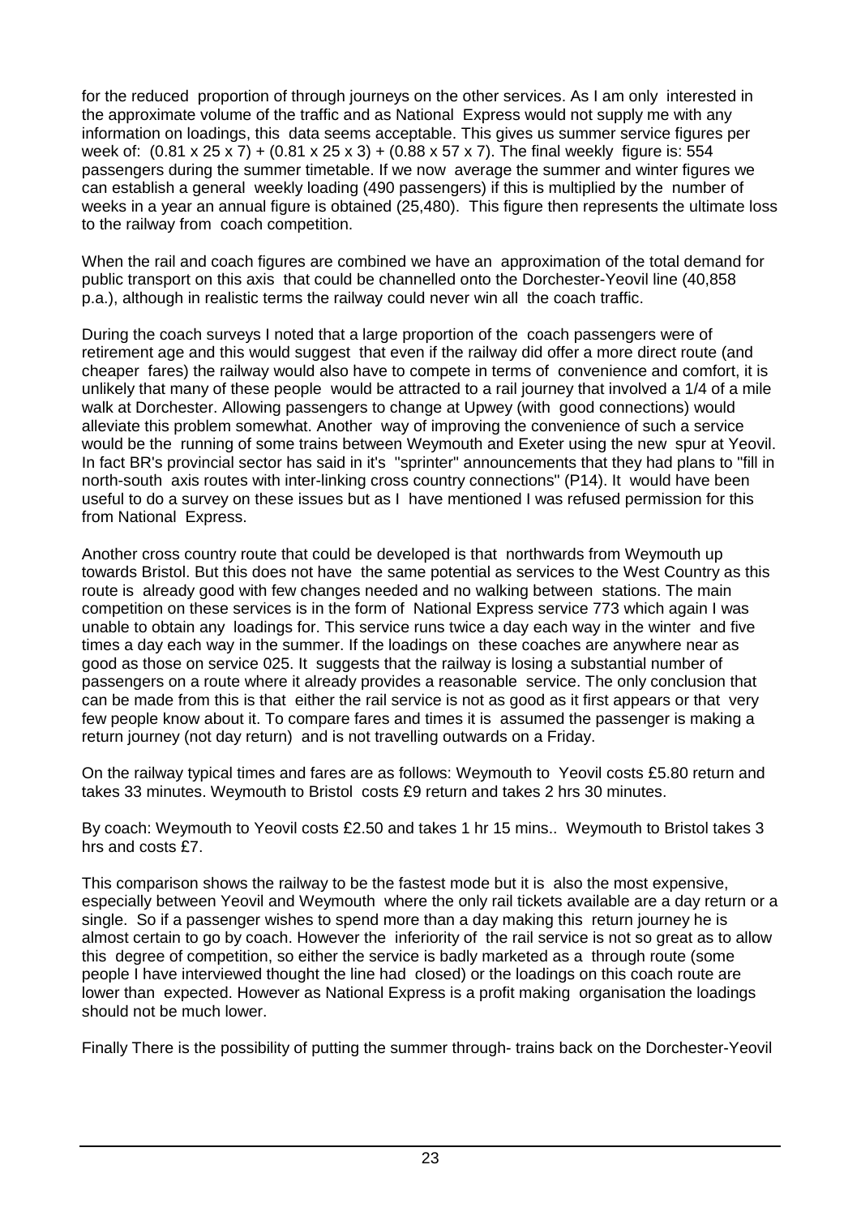for the reduced proportion of through journeys on the other services. As I am only interested in the approximate volume of the traffic and as National Express would not supply me with any information on loadings, this data seems acceptable. This gives us summer service figures per week of: (0.81 x 25 x 7) + (0.81 x 25 x 3) + (0.88 x 57 x 7). The final weekly figure is: 554 passengers during the summer timetable. If we now average the summer and winter figures we can establish a general weekly loading (490 passengers) if this is multiplied by the number of weeks in a year an annual figure is obtained (25,480). This figure then represents the ultimate loss to the railway from coach competition.

When the rail and coach figures are combined we have an approximation of the total demand for public transport on this axis that could be channelled onto the Dorchester-Yeovil line (40,858 p.a.), although in realistic terms the railway could never win all the coach traffic.

During the coach surveys I noted that a large proportion of the coach passengers were of retirement age and this would suggest that even if the railway did offer a more direct route (and cheaper fares) the railway would also have to compete in terms of convenience and comfort, it is unlikely that many of these people would be attracted to a rail journey that involved a 1/4 of a mile walk at Dorchester. Allowing passengers to change at Upwey (with good connections) would alleviate this problem somewhat. Another way of improving the convenience of such a service would be the running of some trains between Weymouth and Exeter using the new spur at Yeovil. In fact BR's provincial sector has said in it's "sprinter" announcements that they had plans to "fill in north-south axis routes with inter-linking cross country connections" (P14). It would have been useful to do a survey on these issues but as I have mentioned I was refused permission for this from National Express.

Another cross country route that could be developed is that northwards from Weymouth up towards Bristol. But this does not have the same potential as services to the West Country as this route is already good with few changes needed and no walking between stations. The main competition on these services is in the form of National Express service 773 which again I was unable to obtain any loadings for. This service runs twice a day each way in the winter and five times a day each way in the summer. If the loadings on these coaches are anywhere near as good as those on service 025. It suggests that the railway is losing a substantial number of passengers on a route where it already provides a reasonable service. The only conclusion that can be made from this is that either the rail service is not as good as it first appears or that very few people know about it. To compare fares and times it is assumed the passenger is making a return journey (not day return) and is not travelling outwards on a Friday.

On the railway typical times and fares are as follows: Weymouth to Yeovil costs £5.80 return and takes 33 minutes. Weymouth to Bristol costs £9 return and takes 2 hrs 30 minutes.

By coach: Weymouth to Yeovil costs £2.50 and takes 1 hr 15 mins.. Weymouth to Bristol takes 3 hrs and costs £7.

This comparison shows the railway to be the fastest mode but it is also the most expensive, especially between Yeovil and Weymouth where the only rail tickets available are a day return or a single. So if a passenger wishes to spend more than a day making this return journey he is almost certain to go by coach. However the inferiority of the rail service is not so great as to allow this degree of competition, so either the service is badly marketed as a through route (some people I have interviewed thought the line had closed) or the loadings on this coach route are lower than expected. However as National Express is a profit making organisation the loadings should not be much lower.

Finally There is the possibility of putting the summer through- trains back on the Dorchester-Yeovil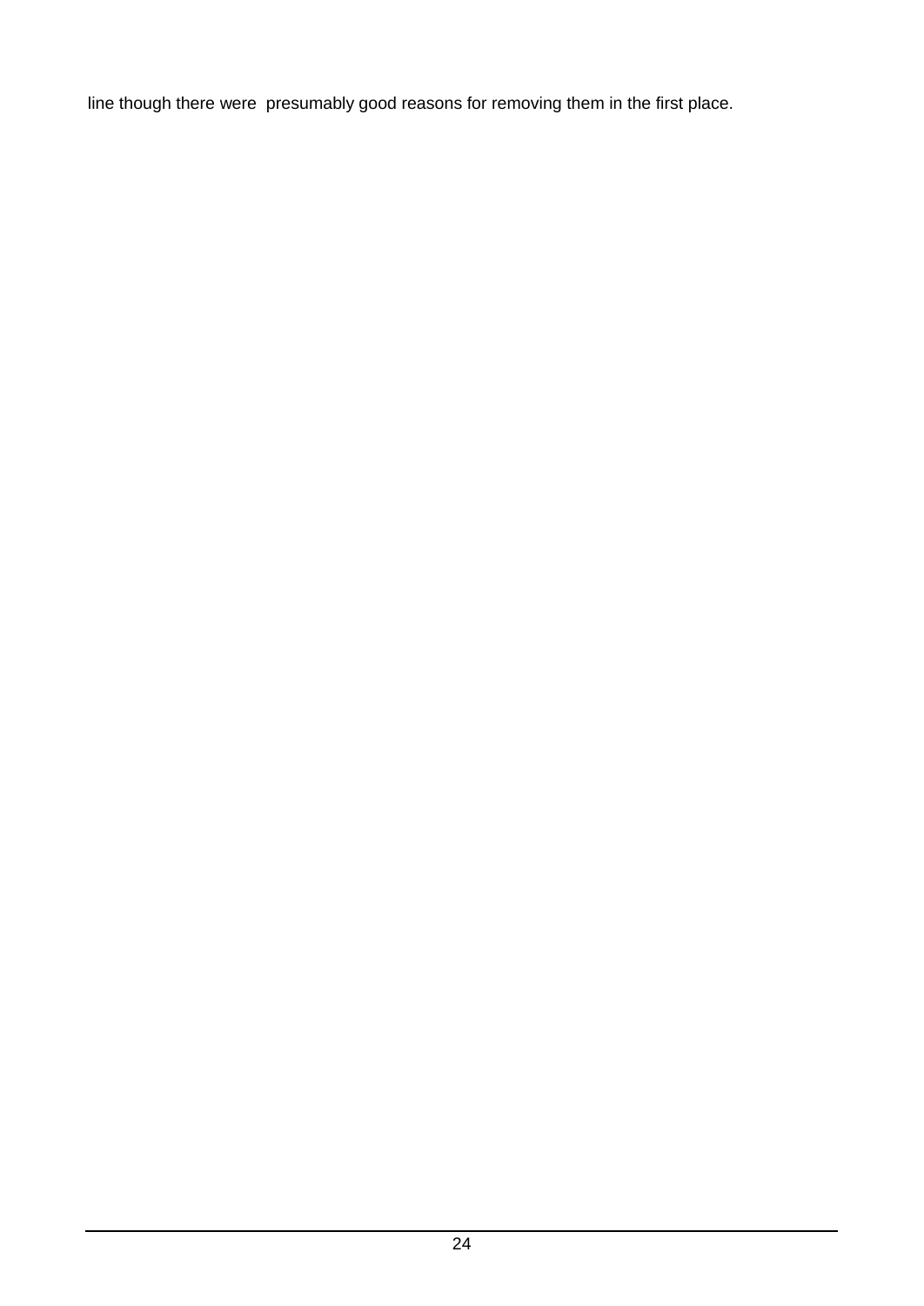line though there were  presumably good reasons for removing them in the first place.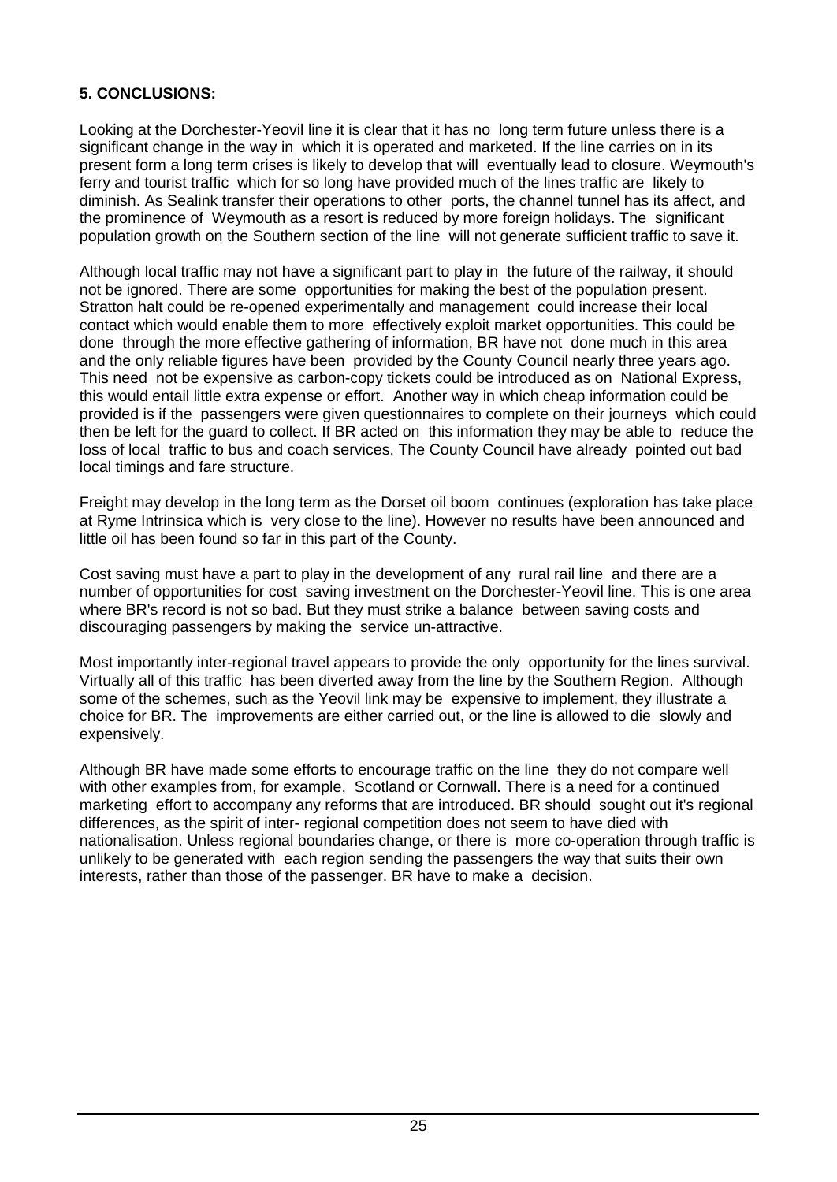**5. CONCLUSIONS:**

Looking at the Dorchester-Yeovil line it is clear that it has no long term future unless there is a significant change in the way in which it is operated and marketed. If the line carries on in its present form a long term crises is likely to develop that will eventually lead to closure. Weymouth's ferry and tourist traffic which for so long have provided much of the lines traffic are likely to diminish. As Sealink transfer their operations to other ports, the channel tunnel has its affect, and the prominence of Weymouth as a resort is reduced by more foreign holidays. The significant population growth on the Southern section of the line will not generate sufficient traffic to save it.

Although local traffic may not have a significant part to play in the future of the railway, it should not be ignored. There are some opportunities for making the best of the population present. Stratton halt could be re-opened experimentally and management could increase their local contact which would enable them to more effectively exploit market opportunities. This could be done through the more effective gathering of information, BR have not done much in this area and the only reliable figures have been provided by the County Council nearly three years ago. This need not be expensive as carbon-copy tickets could be introduced as on National Express, this would entail little extra expense or effort. Another way in which cheap information could be provided is if the passengers were given questionnaires to complete on their journeys which could then be left for the guard to collect. If BR acted on this information they may be able to reduce the loss of local traffic to bus and coach services. The County Council have already pointed out bad local timings and fare structure.

Freight may develop in the long term as the Dorset oil boom continues (exploration has take place at Ryme Intrinsica which is very close to the line). However no results have been announced and little oil has been found so far in this part of the County.

Cost saving must have a part to play in the development of any rural rail line and there are a number of opportunities for cost saving investment on the Dorchester-Yeovil line. This is one area where BR's record is not so bad. But they must strike a balance between saving costs and discouraging passengers by making the service un-attractive.

Most importantly inter-regional travel appears to provide the only opportunity for the lines survival. Virtually all of this traffic has been diverted away from the line by the Southern Region. Although some of the schemes, such as the Yeovil link may be expensive to implement, they illustrate a choice for BR. The improvements are either carried out, or the line is allowed to die slowly and expensively.

Although BR have made some efforts to encourage traffic on the line they do not compare well with other examples from, for example, Scotland or Cornwall. There is a need for a continued marketing effort to accompany any reforms that are introduced. BR should sought out it's regional differences, as the spirit of inter- regional competition does not seem to have died with nationalisation. Unless regional boundaries change, or there is more co-operation through traffic is unlikely to be generated with each region sending the passengers the way that suits their own interests, rather than those of the passenger. BR have to make a decision.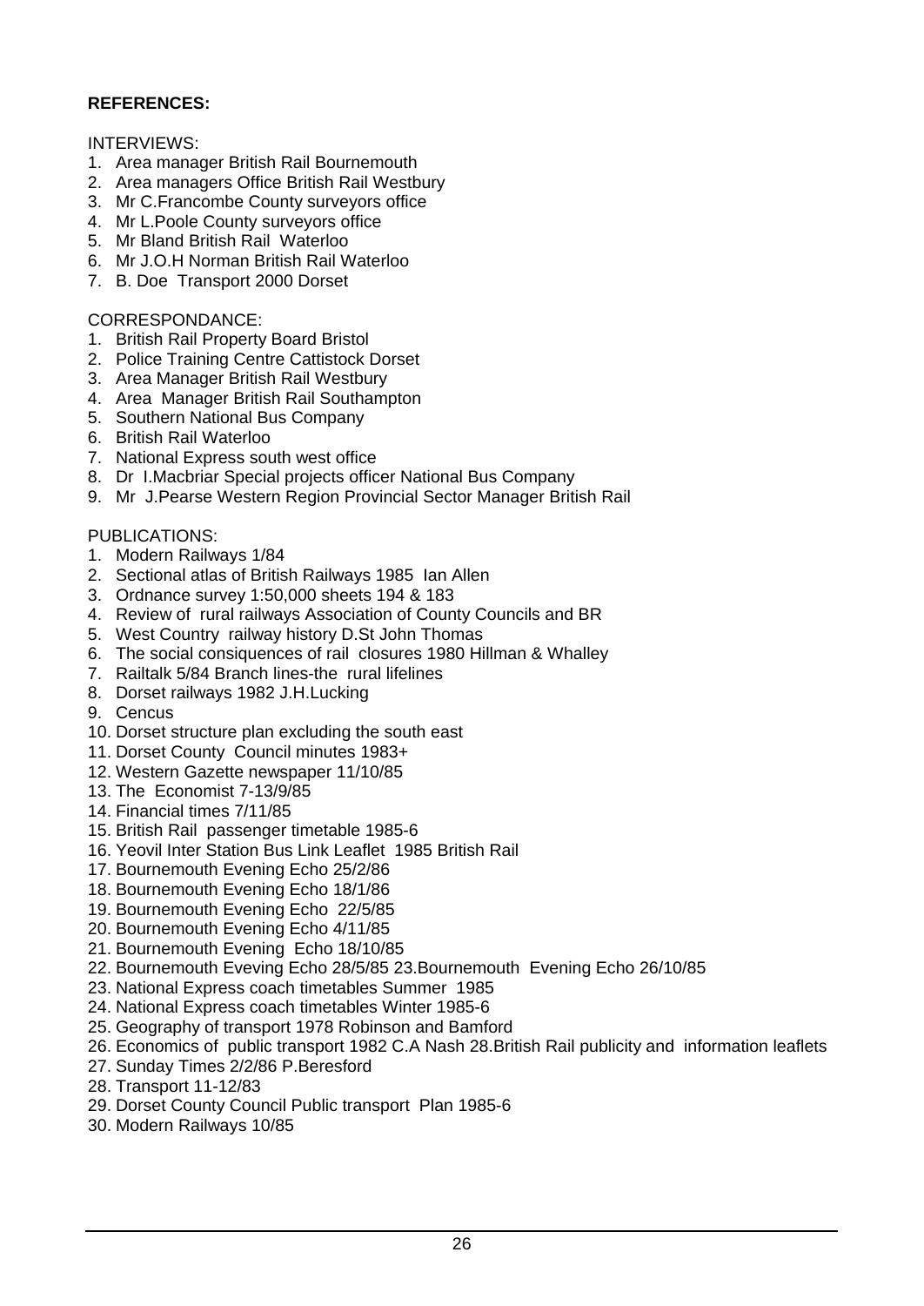**REFERENCES:**

INTERVIEWS:

1. Area manager British Rail Bournemouth
2. Area managers Office British Rail Westbury
3. Mr C.Francombe County surveyors office
4. Mr L.Poole County surveyors office
5. Mr Bland British Rail Waterloo
6. Mr J.O.H Norman British Rail Waterloo
7. B. Doe Transport 2000 Dorset

CORRESPONDANCE:

1. British Rail Property Board Bristol
2. Police Training Centre Cattistock Dorset
3. Area Manager British Rail Westbury
4. Area Manager British Rail Southampton
5. Southern National Bus Company
6. British Rail Waterloo
7. National Express south west office
8. Dr I.Macbriar Special projects officer National Bus Company
9. Mr J.Pearse Western Region Provincial Sector Manager British Rail

PUBLICATIONS:

1. Modern Railways 1/84
2. Sectional atlas of British Railways 1985 Ian Allen
3. Ordnance survey 1:50,000 sheets 194 & 183
4. Review of rural railways Association of County Councils and BR
5. West Country railway history D.St John Thomas
6. The social consiquences of rail closures 1980 Hillman & Whalley
7. Railtalk 5/84 Branch lines-the rural lifelines
8. Dorset railways 1982 J.H.Lucking
9. Cencus
10. Dorset structure plan excluding the south east
11. Dorset County Council minutes 1983+
12. Western Gazette newspaper 11/10/85
13. The Economist 7-13/9/85
14. Financial times 7/11/85
15. British Rail passenger timetable 1985-6
16. Yeovil Inter Station Bus Link Leaflet 1985 British Rail
17. Bournemouth Evening Echo 25/2/86
18. Bournemouth Evening Echo 18/1/86
19. Bournemouth Evening Echo 22/5/85
20. Bournemouth Evening Echo 4/11/85
21. Bournemouth Evening Echo 18/10/85
22. Bournemouth Eveving Echo 28/5/85 23.Bournemouth Evening Echo 26/10/85
23. National Express coach timetables Summer 1985
24. National Express coach timetables Winter 1985-6
25. Geography of transport 1978 Robinson and Bamford
26. Economics of public transport 1982 C.A Nash 28.British Rail publicity and information leaflets
27. Sunday Times 2/2/86 P.Beresford
28. Transport 11-12/83
29. Dorset County Council Public transport Plan 1985-6
30. Modern Railways 10/85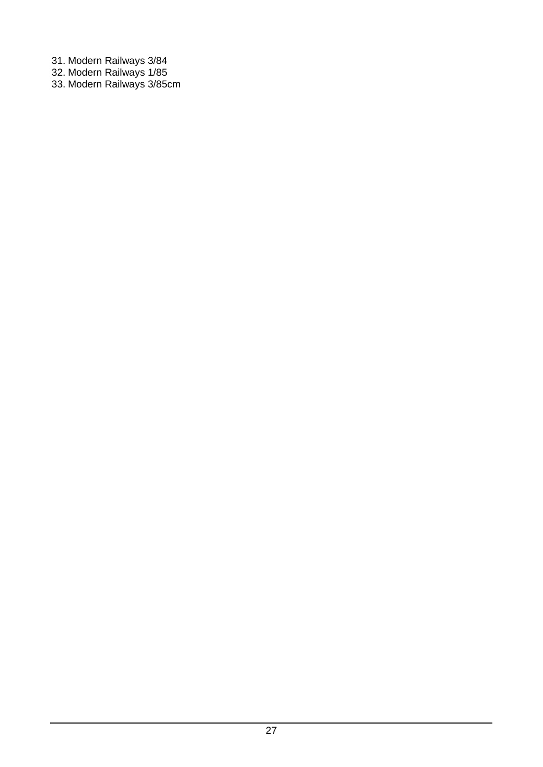31. Modern Railways 3/84
32. Modern Railways 1/85
33. Modern Railways 3/85cm